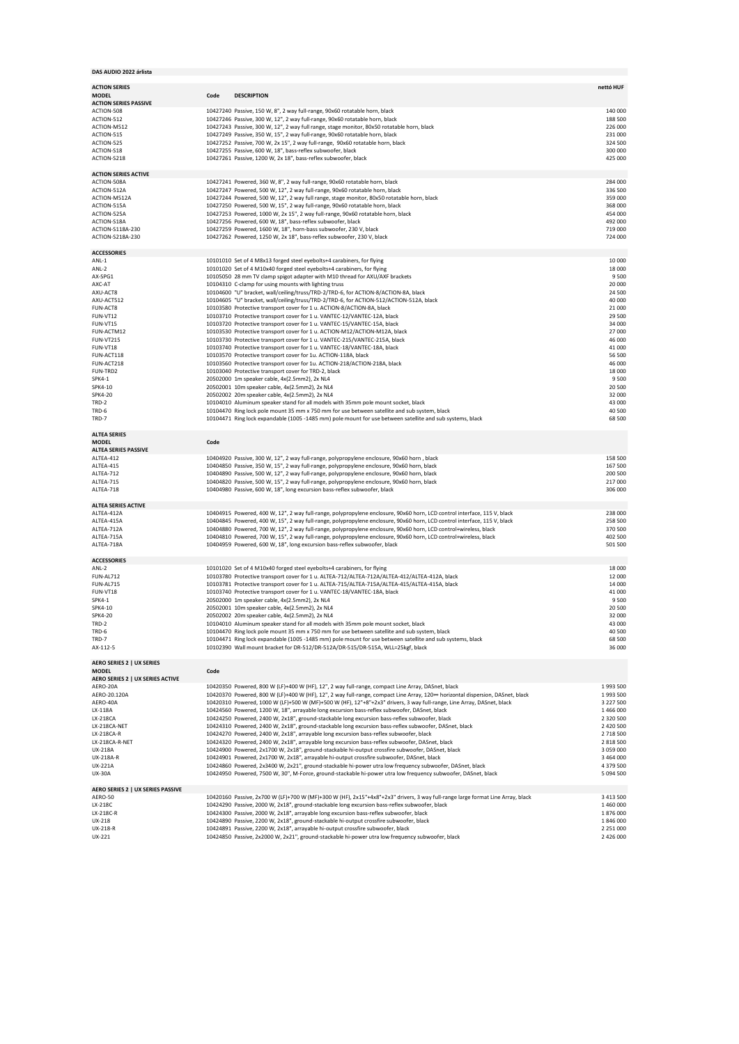**DAS AUDIO 2022 árlista**

| ACTION SERIES | | | nettó HUF |
|---|---|---|---|
| **MODEL** | **Code** | **DESCRIPTION** | |
| **ACTION SERIES PASSIVE** | | | |
| ACTION-508 | 10427240 | Passive, 150 W, 8", 2 way full-range, 90x60 rotatable horn, black | 140 000 |
| ACTION-512 | 10427246 | Passive, 300 W, 12", 2 way full-range, 90x60 rotatable horn, black | 188 500 |
| ACTION-M512 | 10427243 | Passive, 300 W, 12", 2 way full range, stage monitor, 80x50 rotatable horn, black | 226 000 |
| ACTION-515 | 10427249 | Passive, 350 W, 15", 2 way full-range, 90x60 rotatable horn, black | 231 000 |
| ACTION-525 | 10427252 | Passive, 700 W, 2x 15", 2 way full-range, 90x60 rotatable horn, black | 324 500 |
| ACTION-S18 | 10427255 | Passive, 600 W, 18", bass-reflex subwoofer, black | 300 000 |
| ACTION-S218 | 10427261 | Passive, 1200 W, 2x 18", bass-reflex subwoofer, black | 425 000 |
| | | | |
| **ACTION SERIES ACTIVE** | | | |
| ACTION-508A | 10427241 | Powered, 360 W, 8", 2 way full-range, 90x60 rotatable horn, black | 284 000 |
| ACTION-512A | 10427247 | Powered, 500 W, 12", 2 way full-range, 90x60 rotatable horn, black | 336 500 |
| ACTION-M512A | 10427244 | Powered, 500 W, 12", 2 way full range, stage monitor, 80x50 rotatable horn, black | 359 000 |
| ACTION-515A | 10427250 | Powered, 500 W, 15", 2 way full-range, 90x60 rotatable horn, black | 368 000 |
| ACTION-525A | 10427253 | Powered, 1000 W, 2x 15", 2 way full-range, 90x60 rotatable horn, black | 454 000 |
| ACTION-S18A | 10427256 | Powered, 600 W, 18", bass-reflex subwoofer, black | 492 000 |
| ACTION-S118A-230 | 10427259 | Powered, 1600 W, 18", horn-bass subwoofer, 230 V, black | 719 000 |
| ACTION-S218A-230 | 10427262 | Powered, 1250 W, 2x 18", bass-reflex subwoofer, 230 V, black | 724 000 |
| | | | |
| **ACCESSORIES** | | | |
| ANL-1 | 10101010 | Set of 4 M8x13 forged steel eyebolts+4 carabiners, for flying | 10 000 |
| ANL-2 | 10101020 | Set of 4 M10x40 forged steel eyebolts+4 carabiners, for flying | 18 000 |
| AX-SPG1 | 10105050 | 28 mm TV clamp spigot adapter with M10 thread for AXU/AXF brackets | 9 500 |
| AXC-AT | 10104310 | C-clamp for using mounts with lighting truss | 20 000 |
| AXU-ACT8 | 10104600 | "U" bracket, wall/ceiling/truss/TRD-2/TRD-6, for ACTION-8/ACTION-8A, black | 24 500 |
| AXU-ACT512 | 10104605 | "U" bracket, wall/ceiling/truss/TRD-2/TRD-6, for ACTION-512/ACTION-512A, black | 40 000 |
| FUN-ACT8 | 10103580 | Protective transport cover for 1 u. ACTION-8/ACTION-8A, black | 21 000 |
| FUN-VT12 | 10103710 | Protective transport cover for 1 u. VANTEC-12/VANTEC-12A, black | 29 500 |
| FUN-VT15 | 10103720 | Protective transport cover for 1 u. VANTEC-15/VANTEC-15A, black | 34 000 |
| FUN-ACTM12 | 10103530 | Protective transport cover for 1 u. ACTION-M12/ACTION-M12A, black | 27 000 |
| FUN-VT215 | 10103730 | Protective transport cover for 1 u. VANTEC-215/VANTEC-215A, black | 46 000 |
| FUN-VT18 | 10103740 | Protective transport cover for 1 u. VANTEC-18/VANTEC-18A, black | 41 000 |
| FUN-ACT118 | 10103570 | Protective transport cover for 1u. ACTION-118A, black | 56 500 |
| FUN-ACT218 | 10103560 | Protective transport cover for 1u. ACTION-218/ACTION-218A, black | 46 000 |
| FUN-TRD2 | 10103040 | Protective transport cover for TRD-2, black | 18 000 |
| SPK4-1 | 20502000 | 1m speaker cable, 4x(2.5mm2), 2x NL4 | 9 500 |
| SPK4-10 | 20502001 | 10m speaker cable, 4x(2.5mm2), 2x NL4 | 20 500 |
| SPK4-20 | 20502002 | 20m speaker cable, 4x(2.5mm2), 2x NL4 | 32 000 |
| TRD-2 | 10104010 | Aluminum speaker stand for all models with 35mm pole mount socket, black | 43 000 |
| TRD-6 | 10104470 | Ring lock pole mount 35 mm x 750 mm for use between satellite and sub system, black | 40 500 |
| TRD-7 | 10104471 | Ring lock expandable (1005 -1485 mm) pole mount for use between satellite and sub systems, black | 68 500 |
| | | | |
| **ALTEA SERIES** | | | |
| **MODEL** | **Code** | | |
| **ALTEA SERIES PASSIVE** | | | |
| ALTEA-412 | 10404920 | Passive, 300 W, 12", 2 way full-range, polypropylene enclosure, 90x60 horn , black | 158 500 |
| ALTEA-415 | 10404850 | Passive, 350 W, 15", 2 way full-range, polypropylene enclosure, 90x60 horn, black | 167 500 |
| ALTEA-712 | 10404890 | Passive, 500 W, 12", 2 way full-range, polypropylene enclosure, 90x60 horn, black | 200 500 |
| ALTEA-715 | 10404820 | Passive, 500 W, 15", 2 way full-range, polypropylene enclosure, 90x60 horn, black | 217 000 |
| ALTEA-718 | 10404980 | Passive, 600 W, 18", long excursion bass-reflex subwoofer, black | 306 000 |
| | | | |
| **ALTEA SERIES ACTIVE** | | | |
| ALTEA-412A | 10404915 | Powered, 400 W, 12", 2 way full-range, polypropylene enclosure, 90x60 horn, LCD control interface, 115 V, black | 238 000 |
| ALTEA-415A | 10404845 | Powered, 400 W, 15", 2 way full-range, polypropylene enclosure, 90x60 horn, LCD control interface, 115 V, black | 258 500 |
| ALTEA-712A | 10404880 | Powered, 700 W, 12", 2 way full-range, polypropylene enclosure, 90x60 horn, LCD control+wireless, black | 370 500 |
| ALTEA-715A | 10404810 | Powered, 700 W, 15", 2 way full-range, polypropylene enclosure, 90x60 horn, LCD control+wireless, black | 402 500 |
| ALTEA-718A | 10404959 | Powered, 600 W, 18", long excursion bass-reflex subwoofer, black | 501 500 |
| | | | |
| **ACCESSORIES** | | | |
| ANL-2 | 10101020 | Set of 4 M10x40 forged steel eyebolts+4 carabiners, for flying | 18 000 |
| FUN-AL712 | 10103780 | Protective transport cover for 1 u. ALTEA-712/ALTEA-712A/ALTEA-412/ALTEA-412A, black | 12 000 |
| FUN-AL715 | 10103781 | Protective transport cover for 1 u. ALTEA-715/ALTEA-715A/ALTEA-415/ALTEA-415A, black | 14 000 |
| FUN-VT18 | 10103740 | Protective transport cover for 1 u. VANTEC-18/VANTEC-18A, black | 41 000 |
| SPK4-1 | 20502000 | 1m speaker cable, 4x(2.5mm2), 2x NL4 | 9 500 |
| SPK4-10 | 20502001 | 10m speaker cable, 4x(2.5mm2), 2x NL4 | 20 500 |
| SPK4-20 | 20502002 | 20m speaker cable, 4x(2.5mm2), 2x NL4 | 32 000 |
| TRD-2 | 10104010 | Aluminum speaker stand for all models with 35mm pole mount socket, black | 43 000 |
| TRD-6 | 10104470 | Ring lock pole mount 35 mm x 750 mm for use between satellite and sub system, black | 40 500 |
| TRD-7 | 10104471 | Ring lock expandable (1005 -1485 mm) pole mount for use between satellite and sub systems, black | 68 500 |
| AX-112-5 | 10102390 | Wall mount bracket for DR-512/DR-512A/DR-515/DR-515A, WLL=25kgf, black | 36 000 |
| | | | |
| **AERO SERIES 2 \| UX SERIES** | | | |
| **MODEL** | **Code** | | |
| **AERO SERIES 2 \| UX SERIES ACTIVE** | | | |
| AERO-20A | 10420350 | Powered, 800 W (LF)+400 W (HF), 12", 2 way full-range, compact Line Array, DASnet, black | 1 993 500 |
| AERO-20.120A | 10420370 | Powered, 800 W (LF)+400 W (HF), 12", 2 way full-range, compact Line Array, 120º horizontal dispersion, DASnet, black | 1 993 500 |
| AERO-40A | 10420310 | Powered, 1000 W (LF)+500 W (MF)+500 W (HF), 12"+8"+2x3" drivers, 3 way full-range, Line Array, DASnet, black | 3 227 500 |
| LX-118A | 10424560 | Powered, 1200 W, 18", arrayable long excursion bass-reflex subwoofer, DASnet, black | 1 466 000 |
| LX-218CA | 10424250 | Powered, 2400 W, 2x18", ground-stackable long excursion bass-reflex subwoofer, black | 2 320 500 |
| LX-218CA-NET | 10424310 | Powered, 2400 W, 2x18", ground-stackable long excursion bass-reflex subwoofer, DASnet, black | 2 420 500 |
| LX-218CA-R | 10424270 | Powered, 2400 W, 2x18", arrayable long excursion bass-reflex subwoofer, black | 2 718 500 |
| LX-218CA-R-NET | 10424320 | Powered, 2400 W, 2x18", arrayable long excursion bass-reflex subwoofer, DASnet, black | 2 818 500 |
| UX-218A | 10424900 | Powered, 2x1700 W, 2x18", ground-stackable hi-output crossfire subwoofer, DASnet, black | 3 059 000 |
| UX-218A-R | 10424901 | Powered, 2x1700 W, 2x18", arrayable hi-output crossfire subwoofer, DASnet, black | 3 464 000 |
| UX-221A | 10424860 | Powered, 2x3400 W, 2x21", ground-stackable hi-power ultra low frequency subwoofer, DASnet, black | 4 379 500 |
| UX-30A | 10424950 | Powered, 7500 W, 30", M-Force, ground-stackable hi-power utra low frequency subwoofer, DASnet, black | 5 094 500 |
| | | | |
| **AERO SERIES 2 \| UX SERIES PASSIVE** | | | |
| AERO-50 | 10420160 | Passive, 2x700 W (LF)+700 W (MF)+300 W (HF), 2x15"+4x8"+2x3" drivers, 3 way full-range large format Line Array, black | 3 413 500 |
| LX-218C | 10424290 | Passive, 2000 W, 2x18", ground-stackable long excursion bass-reflex subwoofer, black | 1 460 000 |
| LX-218C-R | 10424300 | Passive, 2000 W, 2x18", arrayable long excursion bass-reflex subwoofer, black | 1 876 000 |
| UX-218 | 10424890 | Passive, 2200 W, 2x18", ground-stackable hi-output crossfire subwoofer, black | 1 846 000 |
| UX-218-R | 10424891 | Passive, 2200 W, 2x18", arrayable hi-output crossfire subwoofer, black | 2 251 000 |
| UX-221 | 10424850 | Passive, 2x2000 W, 2x21", ground-stackable hi-power utra low frequency subwoofer, black | 2 426 000 |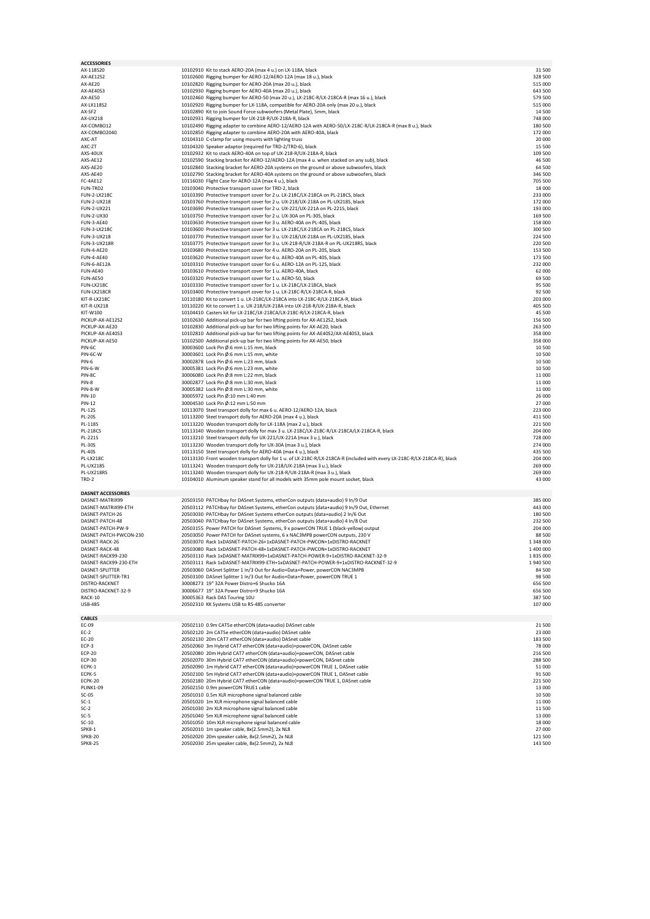## ACCESSORIES

| | | |
|---|---|---|
| AX-118S20 | 10102910 Kit to stack AERO-20A (max 4 u.) on LX-118A, black | 31 500 |
| AX-AE12S2 | 10102600 Rigging bumper for AERO-12/AERO-12A (max 18 u.), black | 328 500 |
| AX-AE20 | 10102820 Rigging bumper for AERO-20A (max 20 u.), black | 515 000 |
| AX-AE40S3 | 10102930 Rigging bumper for AERO-40A (max 20 u.), black | 643 500 |
| AX-AE50 | 10102460 Rigging bumper for AERO-50 (max 20 u.), LX-218C-R/LX-218CA-R (max 16 u.), black | 579 500 |
| AX-LX118S2 | 10102920 Rigging bumper for LX-118A, compatible for AERO-20A only (max 20 u.), black | 515 000 |
| AX-SF2 | 10102890 Kit to join Sound Force subwoofers (Metal Plate), 5mm, black | 14 500 |
| AX-UX218 | 10102931 Rigging bumper for UX-218-R/UX-218A-R, black | 748 000 |
| AX-COMBO12 | 10102490 Rigging adapter to combine AERO-12/AERO-12A with AERO-50/LX-218C-R/LX-218CA-R (max 8 u.), black | 180 500 |
| AX-COMBO2040 | 10102850 Rigging adapter to combine AERO-20A with AERO-40A, black | 172 000 |
| AXC-AT | 10104310 C-clamp for using mounts with lighting truss | 20 000 |
| AXC-ZT | 10104320 Speaker adaptor (required for TRD-2/TRD-6), black | 15 500 |
| AXS-40UX | 10102932 Kit to stack AERO-40A on top of UX-218-R/UX-218A-R, black | 109 500 |
| AXS-AE12 | 10102590 Stacking bracket for AERO-12/AERO-12A (max 4 u. when stacked on any sub), black | 46 500 |
| AXS-AE20 | 10102840 Stacking bracket for AERO-20A systems on the ground or above subwoofers, black | 64 500 |
| AXS-AE40 | 10102790 Stacking bracket for AERO-40A systems on the ground or above subwoofers, black | 346 500 |
| FC-4AE12 | 10116030 Flight Case for AERO-12A (max 4 u.), black | 705 500 |
| FUN-TRD2 | 10103040 Protective transport cover for TRD-2, black | 18 000 |
| FUN-2-LX218C | 10103390 Protective transport cover for 2 u. LX-218C/LX-218CA on PL-218CS, black | 233 000 |
| FUN-2-UX218 | 10103760 Protective transport cover for 2 u. UX-218/UX-218A on PL-UX218S, black | 172 000 |
| FUN-2-UX221 | 10103690 Protective transport cover for 2 u. UX-221/UX-221A on PL-221S, black | 193 000 |
| FUN-2-UX30 | 10103750 Protective transport cover for 2 u. UX-30A on PL-30S, black | 169 500 |
| FUN-3-AE40 | 10103630 Protective transport cover for 3 u. AERO-40A on PL-40S, black | 158 000 |
| FUN-3-LX218C | 10103600 Protective transport cover for 3 u. LX-218C/LX-218CA on PL-218CS, black | 300 500 |
| FUN-3-UX218 | 10103770 Protective transport cover for 3 u. UX-218/UX-218A on PL-UX218S, black | 224 500 |
| FUN-3-UX218R | 10103775 Protective transport cover for 3 u. UX-218-R/UX-218A-R on PL-UX218RS, black | 220 500 |
| FUN-4-AE20 | 10103680 Protective transport cover for 4 u. AERO-20A on PL-20S, black | 153 500 |
| FUN-4-AE40 | 10103620 Protective transport cover for 4 u. AERO-40A on PL-40S, black | 173 500 |
| FUN-6-AE12A | 10103310 Protective transport cover for 6 u. AERO-12A on PL-12S, black | 232 000 |
| FUN-AE40 | 10103610 Protective transport cover for 1 u. AERO-40A, black | 62 000 |
| FUN-AE50 | 10103320 Protective transport cover for 1 u. AERO-50, black | 69 500 |
| FUN-LX218C | 10103330 Protective transport cover for 1 u. LX-218C/LX-218CA, black | 95 500 |
| FUN-LX218CR | 10103400 Protective transport cover for 1 u. LX-218C-R/LX-218CA-R, black | 92 500 |
| KIT-R-LX218C | 10110180 Kit to convert 1 u. LX-218C/LX-218CA into LX-218C-R/LX-218CA-R, black | 203 000 |
| KIT-R-UX218 | 10110220 Kit to convert 1 u. UX-218/UX-218A into UX-218-R/UX-218A-R, black | 405 500 |
| KIT-W100 | 10104410 Casters kit for LX-218C/LX-218CA/LX-218C-R/LX-218CA-R, black | 45 500 |
| PICKUP-AX-AE12S2 | 10102630 Additional pick-up bar for two lifting points for AX-AE12S2, black | 156 500 |
| PICKUP-AX-AE20 | 10102830 Additional pick-up bar for two lifting points for AX-AE20, black | 263 500 |
| PICKUP-AX-AE40S3 | 10102810 Additional pick-up bar for two lifting points for AX-AE40S2/AX-AE40S3, black | 358 000 |
| PICKUP-AX-AE50 | 10102500 Additional pick-up bar for two lifting points for AX-AE50, black | 358 000 |
| PIN-6C | 30003600 Lock Pin Ø:6 mm L:15 mm, black | 10 500 |
| PIN-6C-W | 30003601 Lock Pin Ø:6 mm L:15 mm, white | 10 500 |
| PIN-6 | 30002878 Lock Pin Ø:6 mm L:23 mm, black | 10 500 |
| PIN-6-W | 30005381 Lock Pin Ø:6 mm L:23 mm, white | 10 500 |
| PIN-8C | 30006080 Lock Pin Ø:8 mm L:22 mm, black | 11 000 |
| PIN-8 | 30002877 Lock Pin Ø:8 mm L:30 mm, black | 11 000 |
| PIN-8-W | 30005382 Lock Pin Ø:8 mm L:30 mm, white | 11 000 |
| PIN-10 | 30005972 Lock Pin Ø:10 mm L:40 mm | 26 000 |
| PIN-12 | 30004530 Lock Pin Ø:12 mm L:50 mm | 27 000 |
| PL-12S | 10113070 Steel transport dolly for max 6 u. AERO-12/AERO-12A, black | 223 000 |
| PL-20S | 10113200 Steel transport dolly for AERO-20A (max 4 u.), black | 411 500 |
| PL-118S | 10113220 Wooden transport dolly for LX-118A (max 2 u.), black | 221 500 |
| PL-218CS | 10113140 Wooden transport dolly for max 3 u. LX-218C/LX-218C-R/LX-218CA/LX-218CA-R, black | 204 000 |
| PL-221S | 10113210 Steel transport dolly for UX-221/UX-221A (max 3 u.), black | 728 000 |
| PL-30S | 10113230 Wooden transport dolly for UX-30A (max 3 u.), black | 274 000 |
| PL-40S | 10113150 Steel transport dolly for AERO-40A (max 4 u.), black | 435 500 |
| PL-LX218C | 10113130 Front wooden transport dolly for 1 u. of LX-218C-R/LX-218CA-R (included with every LX-218C-R/LX-218CA-R), black | 204 000 |
| PL-UX218S | 10113241 Wooden transport dolly for UX-218/UX-218A (max 3 u.), black | 269 000 |
| PL-UX218RS | 10113240 Wooden transport dolly for UX-218-R/UX-218A-R (max 3 u.), black | 269 000 |
| TRD-2 | 10104010 Aluminum speaker stand for all models with 35mm pole mount socket, black | 43 000 |

## DASNET ACCESSORIES

| | | |
|---|---|---|
| DASNET-MATRIX99 | 20503150 PATCHbay for DASnet Systems, etherCon outputs (data+audio) 9 In/9 Out | 385 000 |
| DASNET-MATRIX99-ETH | 20503112 PATCHbay for DASnet Systems, etherCon outputs (data+audio) 9 In/9 Out, Ethernet | 443 000 |
| DASNET-PATCH-26 | 20503030 PATCHbay for DASnet Systems etherCon outputs (data+audio) 2 In/6 Out | 180 500 |
| DASNET-PATCH-48 | 20503040 PATCHbay for DASnet Systems, etherCon outputs (data+audio) 4 In/8 Out | 232 500 |
| DASNET-PATCH-PW-9 | 20503155 Power PATCH for DASnet Systems, 9 x powerCON TRUE 1 (black-yellow) output | 204 000 |
| DASNET-PATCH-PWCON-230 | 20503050 Power PATCH for DASnet systems, 6 x NAC3MPB powerCON outputs, 230 V | 88 500 |
| DASNET-RACK-26 | 20503070 Rack 1xDASNET-PATCH-26+1xDASNET-PATCH-PWCON+1xDISTRO-RACKNET | 1 348 000 |
| DASNET-RACK-48 | 20503080 Rack 1xDASNET-PATCH-48+1xDASNET-PATCH-PWCON+1xDISTRO-RACKNET | 1 400 000 |
| DASNET-RACK99-230 | 20503110 Rack 1xDASNET-MATRIX99+1xDASNET-PATCH-POWER-9+1xDISTRO-RACKNET-32-9 | 1 835 000 |
| DASNET-RACK99-230-ETH | 20503111 Rack 1xDASNET-MATRIX99-ETH+1xDASNET-PATCH-POWER-9+1xDISTRO-RACKNET-32-9 | 1 940 500 |
| DASNET-SPLITTER | 20503060 DASnet Splitter 1 In/3 Out for Audio+Data+Power, powerCON NAC3MPB | 84 500 |
| DASNET-SPLITTER-TR1 | 20503100 DASnet Splitter 1 In/3 Out for Audio+Data+Power, powerCON TRUE 1 | 98 500 |
| DISTRO-RACKNET | 30008273 19" 32A Power Distro+6 Shucko 16A | 656 500 |
| DISTRO-RACKNET-32-9 | 30006677 19" 32A Power Distro+9 Shucko 16A | 656 500 |
| RACK-10 | 30005363 Rack DAS Touring 10U | 387 500 |
| USB-485 | 20502310 KK Systems USB to RS-485 converter | 107 000 |

## CABLES

| | | |
|---|---|---|
| EC-09 | 20502110 0.9m CAT5e etherCON (data+audio) DASnet cable | 21 500 |
| EC-2 | 20502120 2m CAT5e etherCON (data+audio) DASnet cable | 23 000 |
| EC-20 | 20502130 20m CAT7 etherCON (data+audio) DASnet cable | 183 500 |
| ECP-3 | 20502060 3m Hybrid CAT7 etherCON (data+audio)+powerCON, DASnet cable | 78 000 |
| ECP-20 | 20502080 20m Hybrid CAT7 etherCON (data+audio)+powerCON, DASnet cable | 216 500 |
| ECP-30 | 20502070 30m Hybrid CAT7 etherCON (data+audio)+powerCON, DASnet cable | 288 500 |
| ECPK-1 | 20502090 1m Hybrid CAT7 etherCON (data+audio)+powerCON TRUE 1, DASnet cable | 51 000 |
| ECPK-5 | 20502100 5m Hybrid CAT7 etherCON (data+audio)+powerCON TRUE 1, DASnet cable | 91 500 |
| ECPK-20 | 20502180 20m Hybrid CAT7 etherCON (data+audio)+powerCON TRUE 1, DASnet cable | 221 500 |
| PLINK1-09 | 20502150 0.9m powerCON TRUE1 cable | 13 000 |
| SC-05 | 20501010 0.5m XLR microphone signal balanced cable | 10 500 |
| SC-1 | 20501020 1m XLR microphone signal balanced cable | 11 000 |
| SC-2 | 20501030 2m XLR microphone signal balanced cable | 11 500 |
| SC-5 | 20501040 5m XLR microphone signal balanced cable | 13 000 |
| SC-10 | 20501050 10m XLR microphone signal balanced cable | 18 000 |
| SPK8-1 | 20502010 1m speaker cable, 8x(2.5mm2), 2x NL8 | 27 000 |
| SPK8-20 | 20502020 20m speaker cable, 8x(2.5mm2), 2x NL8 | 121 500 |
| SPK8-25 | 20502030 25m speaker cable, 8x(2.5mm2), 2x NL8 | 143 500 |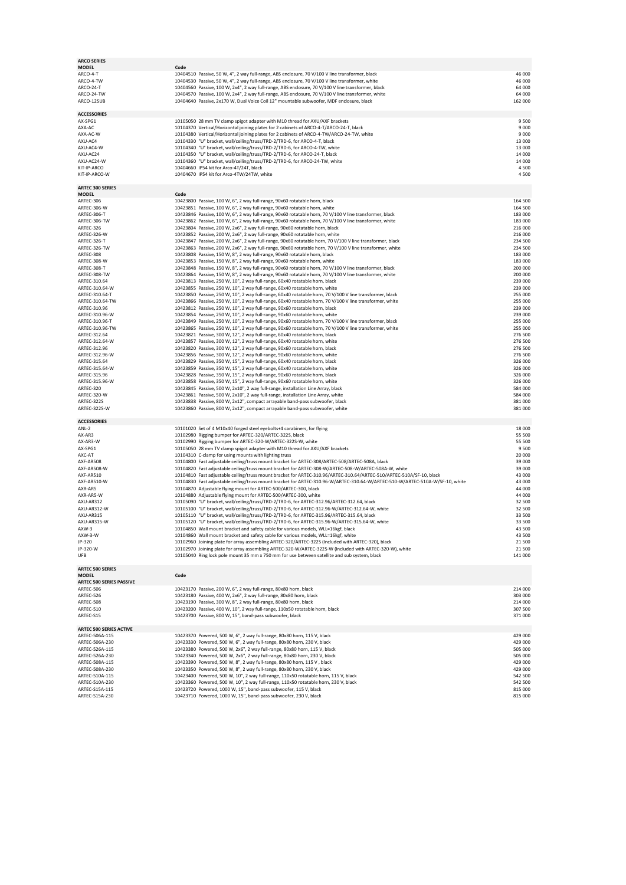## ARCO SERIES

| MODEL | Code | | |
|---|---|---|---|
| ARCO-4-T | 10404510 | Passive, 50 W, 4", 2 way full-range, ABS enclosure, 70 V/100 V line transformer, black | 46 000 |
| ARCO-4-TW | 10404530 | Passive, 50 W, 4", 2 way full-range, ABS enclosure, 70 V/100 V line transformer, white | 46 000 |
| ARCO-24-T | 10404560 | Passive, 100 W, 2x4", 2 way full-range, ABS enclosure, 70 V/100 V line transformer, black | 64 000 |
| ARCO-24-TW | 10404570 | Passive, 100 W, 2x4", 2 way full-range, ABS enclosure, 70 V/100 V line transformer, white | 64 000 |
| ARCO-12SUB | 10404640 | Passive, 2x170 W, Dual Voice Coil 12" mountable subwoofer, MDF enclosure, black | 162 000 |

## ACCESSORIES

| | | | |
|---|---|---|---|
| AX-SPG1 | 10105050 | 28 mm TV clamp spigot adapter with M10 thread for AXU/AXF brackets | 9 500 |
| AXA-AC | 10104370 | Vertical/Horizontal joining plates for 2 cabinets of ARCO-4-T/ARCO-24-T, black | 9 000 |
| AXA-AC-W | 10104380 | Vertical/Horizontal joining plates for 2 cabinets of ARCO-4-TW/ARCO-24-TW, white | 9 000 |
| AXU-AC4 | 10104330 | "U" bracket, wall/ceiling/truss/TRD-2/TRD-6, for ARCO-4-T, black | 13 000 |
| AXU-AC4-W | 10104340 | "U" bracket, wall/ceiling/truss/TRD-2/TRD-6, for ARCO-4-TW, white | 13 000 |
| AXU-AC24 | 10104350 | "U" bracket, wall/ceiling/truss/TRD-2/TRD-6, for ARCO-24-T, black | 14 000 |
| AXU-AC24-W | 10104360 | "U" bracket, wall/ceiling/truss/TRD-2/TRD-6, for ARCO-24-TW, white | 14 000 |
| KIT-IP-ARCO | 10404660 | IP54 kit for Arco-4T/24T, black | 4 500 |
| KIT-IP-ARCO-W | 10404670 | IP54 kit for Arco-4TW/24TW, white | 4 500 |

## ARTEC 300 SERIES

| MODEL | Code | | |
|---|---|---|---|
| ARTEC-306 | 10423800 | Passive, 100 W, 6", 2 way full-range, 90x60 rotatable horn, black | 164 500 |
| ARTEC-306-W | 10423851 | Passive, 100 W, 6", 2 way full-range, 90x60 rotatable horn, white | 164 500 |
| ARTEC-306-T | 10423846 | Passive, 100 W, 6", 2 way full-range, 90x60 rotatable horn, 70 V/100 V line transformer, black | 183 000 |
| ARTEC-306-TW | 10423862 | Passive, 100 W, 6", 2 way full-range, 90x60 rotatable horn, 70 V/100 V line transformer, white | 183 000 |
| ARTEC-326 | 10423804 | Passive, 200 W, 2x6", 2 way full-range, 90x60 rotatable horn, black | 216 000 |
| ARTEC-326-W | 10423852 | Passive, 200 W, 2x6", 2 way full-range, 90x60 rotatable horn, white | 216 000 |
| ARTEC-326-T | 10423847 | Passive, 200 W, 2x6", 2 way full-range, 90x60 rotatable horn, 70 V/100 V line transformer, black | 234 500 |
| ARTEC-326-TW | 10423863 | Passive, 200 W, 2x6", 2 way full-range, 90x60 rotatable horn, 70 V/100 V line transformer, white | 234 500 |
| ARTEC-308 | 10423808 | Passive, 150 W, 8", 2 way full-range, 90x60 rotatable horn, black | 183 000 |
| ARTEC-308-W | 10423853 | Passive, 150 W, 8", 2 way full-range, 90x60 rotatable horn, white | 183 000 |
| ARTEC-308-T | 10423848 | Passive, 150 W, 8", 2 way full-range, 90x60 rotatable horn, 70 V/100 V line transformer, black | 200 000 |
| ARTEC-308-TW | 10423864 | Passive, 150 W, 8", 2 way full-range, 90x60 rotatable horn, 70 V/100 V line transformer, white | 200 000 |
| ARTEC-310.64 | 10423813 | Passive, 250 W, 10", 2 way full-range, 60x40 rotatable horn, black | 239 000 |
| ARTEC-310.64-W | 10423855 | Passive, 250 W, 10", 2 way full-range, 60x40 rotatable horn, white | 239 000 |
| ARTEC-310.64-T | 10423850 | Passive, 250 W, 10", 2 way full-range, 60x40 rotatable horn, 70 V/100 V line transformer, black | 255 000 |
| ARTEC-310.64-TW | 10423866 | Passive, 250 W, 10", 2 way full-range, 60x40 rotatable horn, 70 V/100 V line transformer, white | 255 000 |
| ARTEC-310.96 | 10423812 | Passive, 250 W, 10", 2 way full-range, 90x60 rotatable horn, black | 239 000 |
| ARTEC-310.96-W | 10423854 | Passive, 250 W, 10", 2 way full-range, 90x60 rotatable horn, white | 239 000 |
| ARTEC-310.96-T | 10423849 | Passive, 250 W, 10", 2 way full-range, 90x60 rotatable horn, 70 V/100 V line transformer, black | 255 000 |
| ARTEC-310.96-TW | 10423865 | Passive, 250 W, 10", 2 way full-range, 90x60 rotatable horn, 70 V/100 V line transformer, white | 255 000 |
| ARTEC-312.64 | 10423821 | Passive, 300 W, 12", 2 way full-range, 60x40 rotatable horn, black | 276 500 |
| ARTEC-312.64-W | 10423857 | Passive, 300 W, 12", 2 way full-range, 60x40 rotatable horn, white | 276 500 |
| ARTEC-312.96 | 10423820 | Passive, 300 W, 12", 2 way full-range, 90x60 rotatable horn, black | 276 500 |
| ARTEC-312.96-W | 10423856 | Passive, 300 W, 12", 2 way full-range, 90x60 rotatable horn, white | 276 500 |
| ARTEC-315.64 | 10423829 | Passive, 350 W, 15", 2 way full-range, 60x40 rotatable horn, black | 326 000 |
| ARTEC-315.64-W | 10423859 | Passive, 350 W, 15", 2 way full-range, 60x40 rotatable horn, white | 326 000 |
| ARTEC-315.96 | 10423828 | Passive, 350 W, 15", 2 way full-range, 90x60 rotatable horn, black | 326 000 |
| ARTEC-315.96-W | 10423858 | Passive, 350 W, 15", 2 way full-range, 90x60 rotatable horn, white | 326 000 |
| ARTEC-320 | 10423845 | Passive, 500 W, 2x10", 2 way full-range, installation Line Array, black | 584 000 |
| ARTEC-320-W | 10423861 | Passive, 500 W, 2x10", 2 way full-range, installation Line Array, white | 584 000 |
| ARTEC-322S | 10423838 | Passive, 800 W, 2x12", compact arrayable band-pass subwoofer, black | 381 000 |
| ARTEC-322S-W | 10423860 | Passive, 800 W, 2x12", compact arrayable band-pass subwoofer, white | 381 000 |

## ACCESSORIES

| | | | |
|---|---|---|---|
| ANL-2 | 10101020 | Set of 4 M10x40 forged steel eyebolts+4 carabiners, for flying | 18 000 |
| AX-AR3 | 10102980 | Rigging bumper for ARTEC-320/ARTEC-322S, black | 55 500 |
| AX-AR3-W | 10102990 | Rigging bumper for ARTEC-320-W/ARTEC-322S-W, white | 55 500 |
| AX-SPG1 | 10105050 | 28 mm TV clamp spigot adapter with M10 thread for AXU/AXF brackets | 9 500 |
| AXC-AT | 10104310 | C-clamp for using mounts with lighting truss | 20 000 |
| AXF-AR508 | 10104800 | Fast adjustable ceiling/truss mount bracket for ARTEC-308/ARTEC-508/ARTEC-508A, black | 39 000 |
| AXF-AR508-W | 10104820 | Fast adjustable ceiling/truss mount bracket for ARTEC-308-W/ARTEC-508-W/ARTEC-508A-W, white | 39 000 |
| AXF-AR510 | 10104810 | Fast adjustable ceiling/truss mount bracket for ARTEC-310.96/ARTEC-310.64/ARTEC-510/ARTEC-510A/SF-10, black | 43 000 |
| AXF-AR510-W | 10104830 | Fast adjustable ceiling/truss mount bracket for ARTEC-310.96-W/ARTEC-310.64-W/ARTEC-510-W/ARTEC-510A-W/SF-10, white | 43 000 |
| AXR-AR5 | 10104870 | Adjustable flying mount for ARTEC-500/ARTEC-300, black | 44 000 |
| AXR-AR5-W | 10104880 | Adjustable flying mount for ARTEC-500/ARTEC-300, white | 44 000 |
| AXU-AR312 | 10105090 | "U" bracket, wall/ceiling/truss/TRD-2/TRD-6, for ARTEC-312.96/ARTEC-312.64, black | 32 500 |
| AXU-AR312-W | 10105100 | "U" bracket, wall/ceiling/truss/TRD-2/TRD-6, for ARTEC-312.96-W/ARTEC-312.64-W, white | 32 500 |
| AXU-AR315 | 10105110 | "U" bracket, wall/ceiling/truss/TRD-2/TRD-6, for ARTEC-315.96/ARTEC-315.64, black | 33 500 |
| AXU-AR315-W | 10105120 | "U" bracket, wall/ceiling/truss/TRD-2/TRD-6, for ARTEC-315.96-W/ARTEC-315.64-W, white | 33 500 |
| AXW-3 | 10104850 | Wall mount bracket and safety cable for various models, WLL=16kgf, black | 43 500 |
| AXW-3-W | 10104860 | Wall mount bracket and safety cable for various models, WLL=16kgf, white | 43 500 |
| JP-320 | 10102960 | Joining plate for array assembling ARTEC-320/ARTEC-322S (Included with ARTEC-320), black | 21 500 |
| JP-320-W | 10102970 | Joining plate for array assembling ARTEC-320-W/ARTEC-322S-W (Included with ARTEC-320-W), white | 21 500 |
| UFB | 10105040 | Ring lock pole mount 35 mm x 750 mm for use between satellite and sub system, black | 141 000 |

## ARTEC 500 SERIES

| MODEL | Code | | |
|---|---|---|---|
| **ARTEC 500 SERIES PASSIVE** | | | |
| ARTEC-506 | 10423170 | Passive, 200 W, 6", 2 way full-range, 80x80 horn, black | 214 000 |
| ARTEC-526 | 10423180 | Passive, 400 W, 2x6", 2 way full-range, 80x80 horn, black | 303 000 |
| ARTEC-508 | 10423190 | Passive, 300 W, 8", 2 way full-range, 80x80 horn, black | 214 000 |
| ARTEC-510 | 10423200 | Passive, 400 W, 10", 2 way full-range, 110x50 rotatable horn, black | 307 500 |
| ARTEC-S15 | 10423700 | Passive, 800 W, 15", band-pass subwoofer, black | 371 000 |
| **ARTEC 500 SERIES ACTIVE** | | | |
| ARTEC-506A-115 | 10423370 | Powered, 500 W, 6", 2 way full-range, 80x80 horn, 115 V, black | 429 000 |
| ARTEC-506A-230 | 10423330 | Powered, 500 W, 6", 2 way full-range, 80x80 horn, 230 V, black | 429 000 |
| ARTEC-526A-115 | 10423380 | Powered, 500 W, 2x6", 2 way full-range, 80x80 horn, 115 V, black | 505 000 |
| ARTEC-526A-230 | 10423340 | Powered, 500 W, 2x6", 2 way full-range, 80x80 horn, 230 V, black | 505 000 |
| ARTEC-508A-115 | 10423390 | Powered, 500 W, 8", 2 way full-range, 80x80 horn, 115 V , black | 429 000 |
| ARTEC-508A-230 | 10423350 | Powered, 500 W, 8", 2 way full-range, 80x80 horn, 230 V, black | 429 000 |
| ARTEC-510A-115 | 10423400 | Powered, 500 W, 10", 2 way full-range, 110x50 rotatable horn, 115 V, black | 542 500 |
| ARTEC-510A-230 | 10423360 | Powered, 500 W, 10", 2 way full-range, 110x50 rotatable horn, 230 V, black | 542 500 |
| ARTEC-S15A-115 | 10423720 | Powered, 1000 W, 15", band-pass subwoofer, 115 V, black | 815 000 |
| ARTEC-S15A-230 | 10423710 | Powered, 1000 W, 15", band-pass subwoofer, 230 V, black | 815 000 |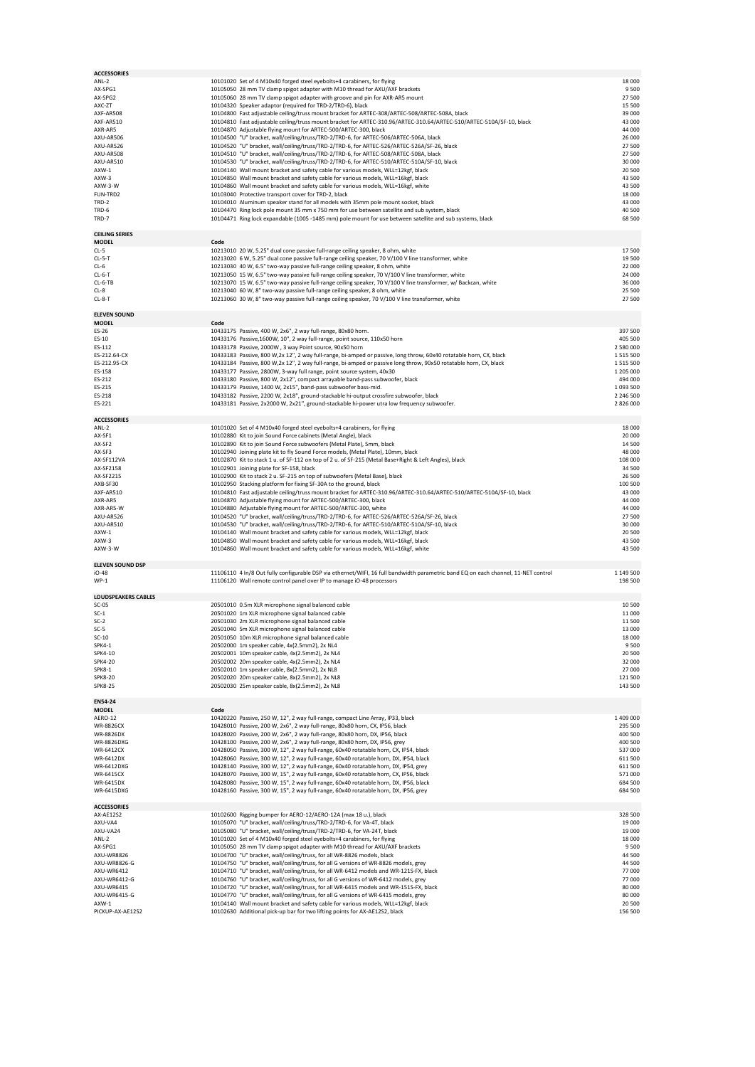**ACCESSORIES**

| | | |
|---|---|---|
| ANL-2 | 10101020 Set of 4 M10x40 forged steel eyebolts+4 carabiners, for flying | 18 000 |
| AX-SPG1 | 10105050 28 mm TV clamp spigot adapter with M10 thread for AXU/AXF brackets | 9 500 |
| AX-SPG2 | 10105060 28 mm TV clamp spigot adapter with groove and pin for AXR-AR5 mount | 27 500 |
| AXC-ZT | 10104320 Speaker adaptor (required for TRD-2/TRD-6), black | 15 500 |
| AXF-AR508 | 10104800 Fast adjustable ceiling/truss mount bracket for ARTEC-308/ARTEC-508/ARTEC-508A, black | 39 000 |
| AXF-AR510 | 10104810 Fast adjustable ceiling/truss mount bracket for ARTEC-310.96/ARTEC-310.64/ARTEC-510/ARTEC-510A/SF-10, black | 43 000 |
| AXR-AR5 | 10104870 Adjustable flying mount for ARTEC-500/ARTEC-300, black | 44 000 |
| AXU-AR506 | 10104500 "U" bracket, wall/ceiling/truss/TRD-2/TRD-6, for ARTEC-506/ARTEC-506A, black | 26 000 |
| AXU-AR526 | 10104520 "U" bracket, wall/ceiling/truss/TRD-2/TRD-6, for ARTEC-526/ARTEC-526A/SF-26, black | 27 500 |
| AXU-AR508 | 10104510 "U" bracket, wall/ceiling/truss/TRD-2/TRD-6, for ARTEC-508/ARTEC-508A, black | 27 500 |
| AXU-AR510 | 10104530 "U" bracket, wall/ceiling/truss/TRD-2/TRD-6, for ARTEC-510/ARTEC-510A/SF-10, black | 30 000 |
| AXW-1 | 10104140 Wall mount bracket and safety cable for various models, WLL=12kgf, black | 20 500 |
| AXW-3 | 10104850 Wall mount bracket and safety cable for various models, WLL=16kgf, black | 43 500 |
| AXW-3-W | 10104860 Wall mount bracket and safety cable for various models, WLL=16kgf, white | 43 500 |
| FUN-TRD2 | 10103040 Protective transport cover for TRD-2, black | 18 000 |
| TRD-2 | 10104010 Aluminum speaker stand for all models with 35mm pole mount socket, black | 43 000 |
| TRD-6 | 10104470 Ring lock pole mount 35 mm x 750 mm for use between satellite and sub system, black | 40 500 |
| TRD-7 | 10104471 Ring lock expandable (1005 -1485 mm) pole mount for use between satellite and sub systems, black | 68 500 |

**CEILING SERIES**

| MODEL | Code | |
|---|---|---|
| CL-5 | 10213010 20 W, 5.25" dual cone passive full-range ceiling speaker, 8 ohm, white | 17 500 |
| CL-5-T | 10213020 6 W, 5.25" dual cone passive full-range ceiling speaker, 70 V/100 V line transformer, white | 19 500 |
| CL-6 | 10213030 40 W, 6.5" two-way passive full-range ceiling speaker, 8 ohm, white | 22 000 |
| CL-6-T | 10213050 15 W, 6.5" two-way passive full-range ceiling speaker, 70 V/100 V line transformer, white | 24 000 |
| CL-6-TB | 10213070 15 W, 6.5" two-way passive full-range ceiling speaker, 70 V/100 V line transformer, w/ Backcan, white | 36 000 |
| CL-8 | 10213040 60 W, 8" two-way passive full-range ceiling speaker, 8 ohm, white | 25 500 |
| CL-8-T | 10213060 30 W, 8" two-way passive full-range ceiling speaker, 70 V/100 V line transformer, white | 27 500 |

**ELEVEN SOUND**

| MODEL | Code | |
|---|---|---|
| ES-26 | 10433175 Passive, 400 W, 2x6", 2 way full-range, 80x80 horn. | 397 500 |
| ES-10 | 10433176 Passive,1600W, 10", 2 way full-range, point source, 110x50 horn | 405 500 |
| ES-112 | 10433178 Passive, 2000W , 3 way Point source, 90x50 horn | 2 580 000 |
| ES-212.64-CX | 10433183 Passive, 800 W,2x 12", 2 way full-range, bi-amped or passive, long throw, 60x40 rotatable horn, CX, black | 1 515 500 |
| ES-212.95-CX | 10433184 Passive, 800 W,2x 12", 2 way full-range, bi-amped or passive long throw, 90x50 rotatable horn, CX, black | 1 515 500 |
| ES-158 | 10433177 Passive, 2800W, 3-way full range, point source system, 40x30 | 1 205 000 |
| ES-212 | 10433180 Passive, 800 W, 2x12", compact arrayable band-pass subwoofer, black | 494 000 |
| ES-215 | 10433179 Passive, 1400 W, 2x15", band-pass subwoofer bass-mid. | 1 093 500 |
| ES-218 | 10433182 Passive, 2200 W, 2x18", ground-stackable hi-output crossfire subwoofer, black | 2 246 500 |
| ES-221 | 10433181 Passive, 2x2000 W, 2x21", ground-stackable hi-power utra low frequency subwoofer. | 2 826 000 |

**ACCESSORIES**

| | | |
|---|---|---|
| ANL-2 | 10101020 Set of 4 M10x40 forged steel eyebolts+4 carabiners, for flying | 18 000 |
| AX-SF1 | 10102880 Kit to join Sound Force cabinets (Metal Angle), black | 20 000 |
| AX-SF2 | 10102890 Kit to join Sound Force subwoofers (Metal Plate), 5mm, black | 14 500 |
| AX-SF3 | 10102940 Joining plate kit to fly Sound Force models, (Metal Plate), 10mm, black | 48 000 |
| AX-SF112VA | 10102870 Kit to stack 1 u. of SF-112 on top of 2 u. of SF-215 (Metal Base+Right & Left Angles), black | 108 000 |
| AX-SF2158 | 10102901 Joining plate for SF-158, black | 34 500 |
| AX-SF2215 | 10102900 Kit to stack 2 u. SF-215 on top of subwoofers (Metal Base), black | 26 500 |
| AXB-SF30 | 10102950 Stacking platform for fixing SF-30A to the ground, black | 100 500 |
| AXF-AR510 | 10104810 Fast adjustable ceiling/truss mount bracket for ARTEC-310.96/ARTEC-310.64/ARTEC-510/ARTEC-510A/SF-10, black | 43 000 |
| AXR-AR5 | 10104870 Adjustable flying mount for ARTEC-500/ARTEC-300, black | 44 000 |
| AXR-AR5-W | 10104880 Adjustable flying mount for ARTEC-500/ARTEC-300, white | 44 000 |
| AXU-AR526 | 10104520 "U" bracket, wall/ceiling/truss/TRD-2/TRD-6, for ARTEC-526/ARTEC-526A/SF-26, black | 27 500 |
| AXU-AR510 | 10104530 "U" bracket, wall/ceiling/truss/TRD-2/TRD-6, for ARTEC-510/ARTEC-510A/SF-10, black | 30 000 |
| AXW-1 | 10104140 Wall mount bracket and safety cable for various models, WLL=12kgf, black | 20 500 |
| AXW-3 | 10104850 Wall mount bracket and safety cable for various models, WLL=16kgf, black | 43 500 |
| AXW-3-W | 10104860 Wall mount bracket and safety cable for various models, WLL=16kgf, white | 43 500 |

**ELEVEN SOUND DSP**

| | | |
|---|---|---|
| iO-48 | 11106110 4 In/8 Out fully configurable DSP via ethernet/WIFI, 16 full bandwidth parametric band EQ on each channel, 11-NET control | 1 149 500 |
| WP-1 | 11106120 Wall remote control panel over IP to manage iO-48 processors | 198 500 |

**LOUDSPEAKERS CABLES**

| | | |
|---|---|---|
| SC-05 | 20501010 0.5m XLR microphone signal balanced cable | 10 500 |
| SC-1 | 20501020 1m XLR microphone signal balanced cable | 11 000 |
| SC-2 | 20501030 2m XLR microphone signal balanced cable | 11 500 |
| SC-5 | 20501040 5m XLR microphone signal balanced cable | 13 000 |
| SC-10 | 20501050 10m XLR microphone signal balanced cable | 18 000 |
| SPK4-1 | 20502000 1m speaker cable, 4x(2.5mm2), 2x NL4 | 9 500 |
| SPK4-10 | 20502001 10m speaker cable, 4x(2.5mm2), 2x NL4 | 20 500 |
| SPK4-20 | 20502002 20m speaker cable, 4x(2.5mm2), 2x NL4 | 32 000 |
| SPK8-1 | 20502010 1m speaker cable, 8x(2.5mm2), 2x NL8 | 27 000 |
| SPK8-20 | 20502020 20m speaker cable, 8x(2.5mm2), 2x NL8 | 121 500 |
| SPK8-25 | 20502030 25m speaker cable, 8x(2.5mm2), 2x NL8 | 143 500 |

**EN54-24**

| MODEL | Code | |
|---|---|---|
| AERO-12 | 10420220 Passive, 250 W, 12", 2 way full-range, compact Line Array, IP33, black | 1 409 000 |
| WR-8826CX | 10428010 Passive, 200 W, 2x6", 2 way full-range, 80x80 horn, CX, IP56, black | 295 500 |
| WR-8826DX | 10428020 Passive, 200 W, 2x6", 2 way full-range, 80x80 horn, DX, IP56, black | 400 500 |
| WR-8826DXG | 10428100 Passive, 200 W, 2x6", 2 way full-range, 80x80 horn, DX, IP56, grey | 400 500 |
| WR-6412CX | 10428050 Passive, 300 W, 12", 2 way full-range, 60x40 rotatable horn, CX, IP54, black | 537 000 |
| WR-6412DX | 10428060 Passive, 300 W, 12", 2 way full-range, 60x40 rotatable horn, DX, IP54, black | 611 500 |
| WR-6412DXG | 10428140 Passive, 300 W, 12", 2 way full-range, 60x40 rotatable horn, DX, IP54, grey | 611 500 |
| WR-6415CX | 10428070 Passive, 300 W, 15", 2 way full-range, 60x40 rotatable horn, CX, IP56, black | 571 000 |
| WR-6415DX | 10428080 Passive, 300 W, 15", 2 way full-range, 60x40 rotatable horn, DX, IP56, black | 684 500 |
| WR-6415DXG | 10428160 Passive, 300 W, 15", 2 way full-range, 60x40 rotatable horn, DX, IP56, grey | 684 500 |

**ACCESSORIES**

| | | |
|---|---|---|
| AX-AE12S2 | 10102600 Rigging bumper for AERO-12/AERO-12A (max 18 u.), black | 328 500 |
| AXU-VA4 | 10105070 "U" bracket, wall/ceiling/truss/TRD-2/TRD-6, for VA-4T, black | 19 000 |
| AXU-VA24 | 10105080 "U" bracket, wall/ceiling/truss/TRD-2/TRD-6, for VA-24T, black | 19 000 |
| ANL-2 | 10101020 Set of 4 M10x40 forged steel eyebolts+4 carabiners, for flying | 18 000 |
| AX-SPG1 | 10105050 28 mm TV clamp spigot adapter with M10 thread for AXU/AXF brackets | 9 500 |
| AXU-WR8826 | 10104700 "U" bracket, wall/ceiling/truss, for all WR-8826 models, black | 44 500 |
| AXU-WR8826-G | 10104750 "U" bracket, wall/ceiling/truss, for all G versions of WR-8826 models, grey | 44 500 |
| AXU-WR6412 | 10104710 "U" bracket, wall/ceiling/truss, for all WR-6412 models and WR-121S-FX, black | 77 000 |
| AXU-WR6412-G | 10104760 "U" bracket, wall/ceiling/truss, for all G versions of WR-6412 models, grey | 77 000 |
| AXU-WR6415 | 10104720 "U" bracket, wall/ceiling/truss, for all WR-6415 models and WR-151S-FX, black | 80 000 |
| AXU-WR6415-G | 10104770 "U" bracket, wall/ceiling/truss, for all G versions of WR-6415 models, grey | 80 000 |
| AXW-1 | 10104140 Wall mount bracket and safety cable for various models, WLL=12kgf, black | 20 500 |
| PICKUP-AX-AE12S2 | 10102630 Additional pick-up bar for two lifting points for AX-AE12S2, black | 156 500 |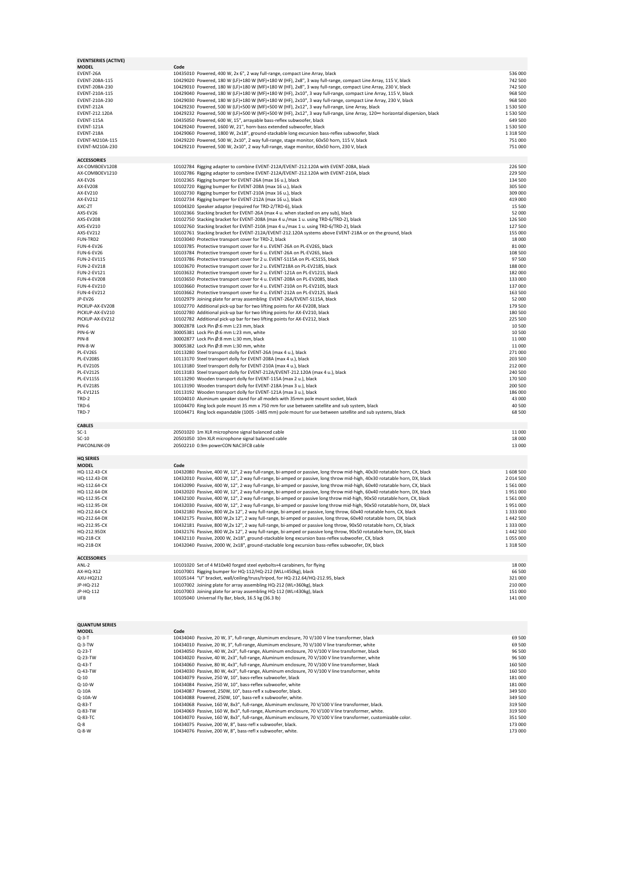## EVENTSERIES (ACTIVE)

| MODEL | Code | Description | Price |
|---|---|---|---|
| EVENT-26A | 10435010 | Powered, 400 W, 2x 6", 2 way full-range, compact Line Array, black | 536 000 |
| EVENT-208A-115 | 10429020 | Powered, 180 W (LF)+180 W (MF)+180 W (HF), 2x8", 3 way full-range, compact Line Array, 115 V, black | 742 500 |
| EVENT-208A-230 | 10429010 | Powered, 180 W (LF)+180 W (MF)+180 W (HF), 2x8", 3 way full-range, compact Line Array, 230 V, black | 742 500 |
| EVENT-210A-115 | 10429040 | Powered, 180 W (LF)+180 W (MF)+180 W (HF), 2x10", 3 way full-range, compact Line Array, 115 V, black | 968 500 |
| EVENT-210A-230 | 10429030 | Powered, 180 W (LF)+180 W (MF)+180 W (HF), 2x10", 3 way full-range, compact Line Array, 230 V, black | 968 500 |
| EVENT-212A | 10429230 | Powered, 500 W (LF)+500 W (MF)+500 W (HF), 2x12", 3 way full-range, Line Array, black | 1 530 500 |
| EVENT-212.120A | 10429232 | Powered, 500 W (LF)+500 W (MF)+500 W (HF), 2x12", 3 way full-range, Line Array, 120∞ horizontal dispersion, black | 1 530 500 |
| EVENT-115A | 10435050 | Powered, 600 W, 15", arrayable bass-reflex subwoofer, black | 649 500 |
| EVENT-121A | 10429240 | Powered, 1600 W, 21", horn-bass extended subwoofer, black | 1 530 500 |
| EVENT-218A | 10429060 | Powered, 1800 W, 2x18", ground-stackable long excursion bass-reflex subwoofer, black | 1 318 500 |
| EVENT-M210A-115 | 10429220 | Powered, 500 W, 2x10", 2 way full-range, stage monitor, 60x50 horn, 115 V, black | 751 000 |
| EVENT-M210A-230 | 10429210 | Powered, 500 W, 2x10", 2 way full-range, stage monitor, 60x50 horn, 230 V, black | 751 000 |

## ACCESSORIES

| MODEL | Code | Description | Price |
|---|---|---|---|
| AX-COMBOEV1208 | 10102784 | Rigging adapter to combine EVENT-212A/EVENT-212.120A with EVENT-208A, black | 226 500 |
| AX-COMBOEV1210 | 10102786 | Rigging adapter to combine EVENT-212A/EVENT-212.120A with EVENT-210A, black | 229 500 |
| AX-EV26 | 10102365 | Rigging bumper for EVENT-26A (max 16 u.), black | 134 500 |
| AX-EV208 | 10102720 | Rigging bumper for EVENT-208A (max 16 u.), black | 305 500 |
| AX-EV210 | 10102730 | Rigging bumper for EVENT-210A (max 16 u.), black | 309 000 |
| AX-EV212 | 10102734 | Rigging bumper for EVENT-212A (max 16 u.), black | 419 000 |
| AXC-ZT | 10104320 | Speaker adaptor (required for TRD-2/TRD-6), black | 15 500 |
| AXS-EV26 | 10102366 | Stacking bracket for EVENT-26A (max 4 u. when stacked on any sub), black | 52 000 |
| AXS-EV208 | 10102750 | Stacking bracket for EVENT-208A (max 4 u./max 1 u. using TRD-6/TRD-2), black | 126 500 |
| AXS-EV210 | 10102760 | Stacking bracket for EVENT-210A (max 4 u./max 1 u. using TRD-6/TRD-2), black | 127 500 |
| AXS-EV212 | 10102761 | Stacking bracket for EVENT-212A/EVENT-212.120A systems above EVENT-218A or on the ground, black | 155 000 |
| FUN-TRD2 | 10103040 | Protective transport cover for TRD-2, black | 18 000 |
| FUN-4-EV26 | 10103785 | Protective transport cover for 4 u. EVENT-26A on PL-EV26S, black | 81 000 |
| FUN-6-EV26 | 10103784 | Protective transport cover for 6 u. EVENT-26A on PL-EV26S, black | 108 500 |
| FUN-2-EV115 | 10103786 | Protective transport cover for 2 u. EVENT-S115A on PL-ICS15S, black | 97 500 |
| FUN-2-EV218 | 10103670 | Protective transport cover for 2 u. EVENT218A on PL-EV218S, black | 188 000 |
| FUN-2-EV121 | 10103632 | Protective transport cover for 2 u. EVENT-121A on PL-EV121S, black | 182 000 |
| FUN-4-EV208 | 10103650 | Protective transport cover for 4 u. EVENT-208A on PL-EV208S, black | 133 000 |
| FUN-4-EV210 | 10103660 | Protective transport cover for 4 u. EVENT-210A on PL-EV210S, black | 137 000 |
| FUN-4-EV212 | 10103662 | Protective transport cover for 4 u. EVENT-212A on PL-EV212S, black | 163 500 |
| JP-EV26 | 10102979 | Joining plate for array assembling EVENT-26A/EVENT-S115A, black | 52 000 |
| PICKUP-AX-EV208 | 10102770 | Additional pick-up bar for two lifting points for AX-EV208, black | 179 500 |
| PICKUP-AX-EV210 | 10102780 | Additional pick-up bar for two lifting points for AX-EV210, black | 180 500 |
| PICKUP-AX-EV212 | 10102782 | Additional pick-up bar for two lifting points for AX-EV212, black | 225 500 |
| PIN-6 | 30002878 | Lock Pin Ø:6 mm L:23 mm, black | 10 500 |
| PIN-6-W | 30005381 | Lock Pin Ø:6 mm L:23 mm, white | 10 500 |
| PIN-8 | 30002877 | Lock Pin Ø:8 mm L:30 mm, black | 11 000 |
| PIN-8-W | 30005382 | Lock Pin Ø:8 mm L:30 mm, white | 11 000 |
| PL-EV26S | 10113280 | Steel transport dolly for EVENT-26A (max 4 u.), black | 271 000 |
| PL-EV208S | 10113170 | Steel transport dolly for EVENT-208A (max 4 u.), black | 203 500 |
| PL-EV210S | 10113180 | Steel transport dolly for EVENT-210A (max 4 u.), black | 212 000 |
| PL-EV212S | 10113183 | Steel transport dolly for EVENT-212A/EVENT-212.120A (max 4 u.), black | 240 500 |
| PL-EV115S | 10113290 | Wooden transport dolly for EVENT-115A (max 2 u.), black | 170 500 |
| PL-EV218S | 10113190 | Wooden transport dolly for EVENT-218A (max 3 u.), black | 200 500 |
| PL-EV121S | 10113192 | Wooden transport dolly for EVENT-121A (max 3 u.), black | 186 000 |
| TRD-2 | 10104010 | Aluminum speaker stand for all models with 35mm pole mount socket, black | 43 000 |
| TRD-6 | 10104470 | Ring lock pole mount 35 mm x 750 mm for use between satellite and sub system, black | 40 500 |
| TRD-7 | 10104471 | Ring lock expandable (1005 -1485 mm) pole mount for use between satellite and sub systems, black | 68 500 |

## CABLES

| MODEL | Code | Description | Price |
|---|---|---|---|
| SC-1 | 20501020 | 1m XLR microphone signal balanced cable | 11 000 |
| SC-10 | 20501050 | 10m XLR microphone signal balanced cable | 18 000 |
| PWCONLINK-09 | 20502210 | 0.9m powerCON NAC3FCB cable | 13 000 |

## HQ SERIES

| MODEL | Code | Description | Price |
|---|---|---|---|
| HQ-112.43-CX | 10432080 | Passive, 400 W, 12", 2 way full-range, bi-amped or passive, long throw mid-high, 40x30 rotatable horn, CX, black | 1 608 500 |
| HQ-112.43-DX | 10432010 | Passive, 400 W, 12", 2 way full-range, bi-amped or passive, long throw mid-high, 40x30 rotatable horn, DX, black | 2 014 500 |
| HQ-112.64-CX | 10432090 | Passive, 400 W, 12", 2 way full-range, bi-amped or passive, long throw mid-high, 60x40 rotatable horn, CX, black | 1 561 000 |
| HQ-112.64-DX | 10432020 | Passive, 400 W, 12", 2 way full-range, bi-amped or passive, long throw mid-high, 60x40 rotatable horn, DX, black | 1 951 000 |
| HQ-112.95-CX | 10432100 | Passive, 400 W, 12", 2 way full-range, bi-amped or passive long throw mid-high, 90x50 rotatable horn, CX, black | 1 561 000 |
| HQ-112.95-DX | 10432030 | Passive, 400 W, 12", 2 way full-range, bi-amped or passive long throw mid-high, 90x50 rotatable horn, DX, black | 1 951 000 |
| HQ-212.64-CX | 10432180 | Passive, 800 W,2x 12", 2 way full-range, bi-amped or passive, long throw, 60x40 rotatable horn, CX, black | 1 333 000 |
| HQ-212.64-DX | 10432175 | Passive, 800 W,2x 12", 2 way full-range, bi-amped or passive, long throw, 60x40 rotatable horn, DX, black | 1 442 500 |
| HQ-212.95-CX | 10432181 | Passive, 800 W,2x 12", 2 way full-range, bi-amped or passive long throw, 90x50 rotatable horn, CX, black | 1 333 000 |
| HQ-212.95DX | 10432176 | Passive, 800 W,2x 12", 2 way full-range, bi-amped or passive long throw, 90x50 rotatable horn, DX, black | 1 442 500 |
| HQ-218-CX | 10432110 | Passive, 2000 W, 2x18", ground-stackable long excursion bass-reflex subwoofer, CX, black | 1 055 000 |
| HQ-218-DX | 10432040 | Passive, 2000 W, 2x18", ground-stackable long excursion bass-reflex subwoofer, DX, black | 1 318 500 |

## ACCESSORIES

| MODEL | Code | Description | Price |
|---|---|---|---|
| ANL-2 | 10101020 | Set of 4 M10x40 forged steel eyebolts+4 carabiners, for flying | 18 000 |
| AX-HQ-X12 | 10107001 | Rigging bumper for HQ-112/HQ-212 (WLL=450kg), black | 66 500 |
| AXU-HQ212 | 10105144 | "U" bracket, wall/ceiling/truss/tripod, for HQ-212.64/HQ-212.95, black | 321 000 |
| JP-HQ-212 | 10107002 | Joining plate for array assembling HQ-212 (WLL=360kg), black | 210 000 |
| JP-HQ-112 | 10107003 | Joining plate for array assembling HQ-112 (WLL=430kg), black | 151 000 |
| UFB | 10105040 | Universal Fly Bar, black, 16.5 kg (36.3 lb) | 141 000 |

## QUANTUM SERIES

| MODEL | Code | Description | Price |
|---|---|---|---|
| Q-3-T | 10434040 | Passive, 20 W, 3", full-range, Aluminum enclosure, 70 V/100 V line transformer, black | 69 500 |
| Q-3-TW | 10434010 | Passive, 20 W, 3", full-range, Aluminum enclosure, 70 V/100 V line transformer, white | 69 500 |
| Q-23-T | 10434050 | Passive, 40 W, 2x3", full-range, Aluminum enclosure, 70 V/100 V line transformer, black | 96 500 |
| Q-23-TW | 10434020 | Passive, 40 W, 2x3", full-range, Aluminum enclosure, 70 V/100 V line transformer, white | 96 500 |
| Q-43-T | 10434060 | Passive, 80 W, 4x3", full-range, Aluminum enclosure, 70 V/100 V line transformer, black | 160 500 |
| Q-43-TW | 10434030 | Passive, 80 W, 4x3", full-range, Aluminum enclosure, 70 V/100 V line transformer, white | 160 500 |
| Q-10 | 10434079 | Passive, 250 W, 10", bass-reflex subwoofer, black | 181 000 |
| Q-10-W | 10434084 | Passive, 250 W, 10", bass-reflex subwoofer, white | 181 000 |
| Q-10A | 10434087 | Powered, 250W, 10", bass-refl x subwoofer, black. | 349 500 |
| Q-10A-W | 10434088 | Powered, 250W, 10", bass-refl x subwoofer, white. | 349 500 |
| Q-83-T | 10434068 | Passive, 160 W, 8x3", full-range, Aluminum enclosure, 70 V/100 V line transformer, black. | 319 500 |
| Q-83-TW | 10434069 | Passive, 160 W, 8x3", full-range, Aluminum enclosure, 70 V/100 V line transformer, white. | 319 500 |
| Q-83-TC | 10434070 | Passive, 160 W, 8x3", full-range, Aluminum enclosure, 70 V/100 V line transformer, customizable color. | 351 500 |
| Q-8 | 10434075 | Passive, 200 W, 8", bass-refl x subwoofer, black. | 173 000 |
| Q-8-W | 10434076 | Passive, 200 W, 8", bass-refl x subwoofer, white. | 173 000 |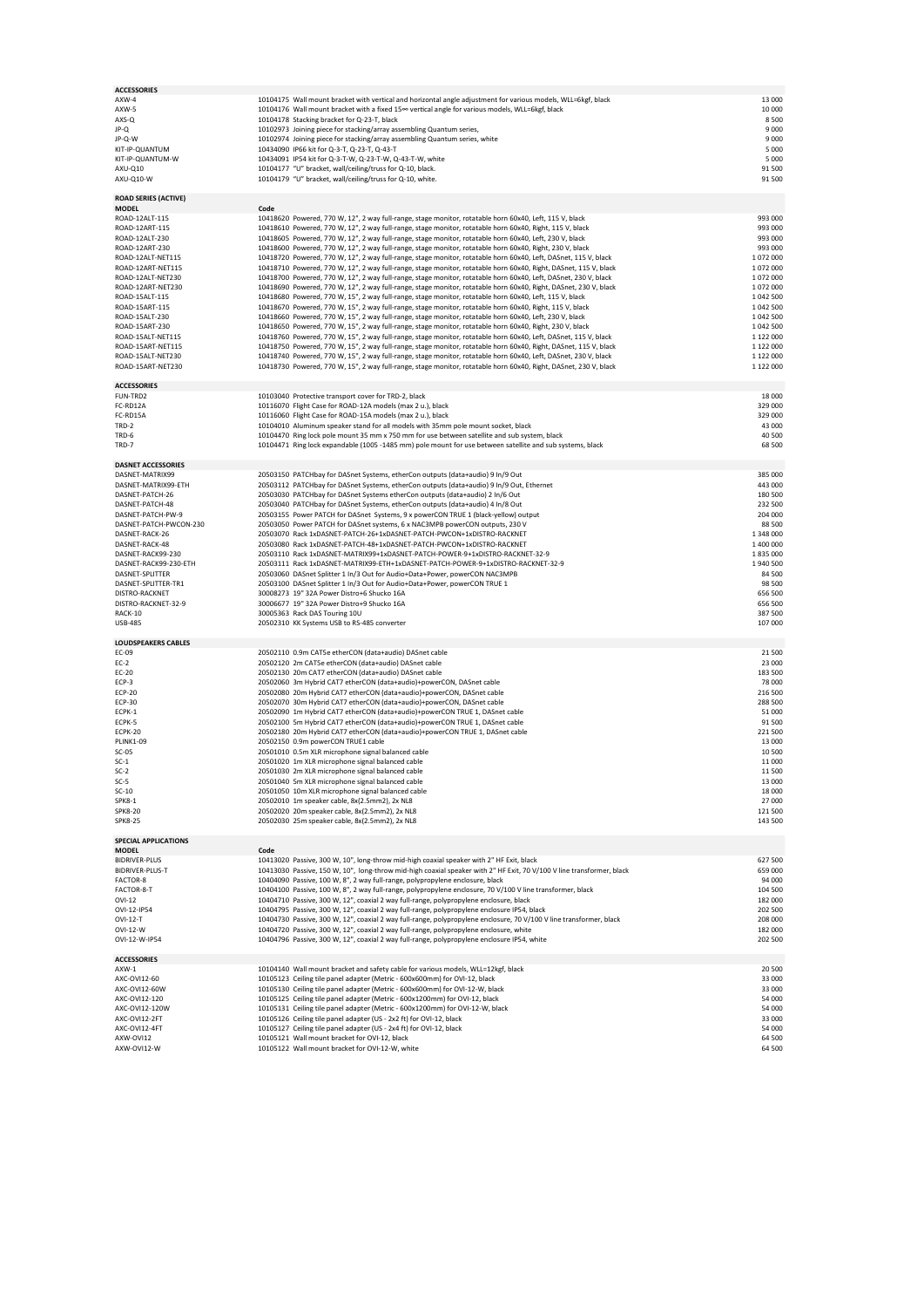## ACCESSORIES

| | | |
|---|---|---|
| AXW-4 | 10104175 Wall mount bracket with vertical and horizontal angle adjustment for various models, WLL=6kgf, black | 13 000 |
| AXW-5 | 10104176 Wall mount bracket with a fixed 15º vertical angle for various models, WLL=6kgf, black | 10 000 |
| AXS-Q | 10104178 Stacking bracket for Q-23-T, black | 8 500 |
| JP-Q | 10102973 Joining piece for stacking/array assembling Quantum series, | 9 000 |
| JP-Q-W | 10102974 Joining piece for stacking/array assembling Quantum series, white | 9 000 |
| KIT-IP-QUANTUM | 10434090 IP66 kit for Q-3-T, Q-23-T, Q-43-T | 5 000 |
| KIT-IP-QUANTUM-W | 10434091 IP54 kit for Q-3-T-W, Q-23-T-W, Q-43-T-W, white | 5 000 |
| AXU-Q10 | 10104177 "U" bracket, wall/ceiling/truss for Q-10, black. | 91 500 |
| AXU-Q10-W | 10104179 "U" bracket, wall/ceiling/truss for Q-10, white. | 91 500 |

## ROAD SERIES (ACTIVE)

| MODEL | Code | |
|---|---|---|
| ROAD-12ALT-115 | 10418620 Powered, 770 W, 12", 2 way full-range, stage monitor, rotatable horn 60x40, Left, 115 V, black | 993 000 |
| ROAD-12ART-115 | 10418610 Powered, 770 W, 12", 2 way full-range, stage monitor, rotatable horn 60x40, Right, 115 V, black | 993 000 |
| ROAD-12ALT-230 | 10418605 Powered, 770 W, 12", 2 way full-range, stage monitor, rotatable horn 60x40, Left, 230 V, black | 993 000 |
| ROAD-12ART-230 | 10418600 Powered, 770 W, 12", 2 way full-range, stage monitor, rotatable horn 60x40, Right, 230 V, black | 993 000 |
| ROAD-12ALT-NET115 | 10418720 Powered, 770 W, 12", 2 way full-range, stage monitor, rotatable horn 60x40, Left, DASnet, 115 V, black | 1 072 000 |
| ROAD-12ART-NET115 | 10418710 Powered, 770 W, 12", 2 way full-range, stage monitor, rotatable horn 60x40, Right, DASnet, 115 V, black | 1 072 000 |
| ROAD-12ALT-NET230 | 10418700 Powered, 770 W, 12", 2 way full-range, stage monitor, rotatable horn 60x40, Left, DASnet, 230 V, black | 1 072 000 |
| ROAD-12ART-NET230 | 10418690 Powered, 770 W, 12", 2 way full-range, stage monitor, rotatable horn 60x40, Right, DASnet, 230 V, black | 1 072 000 |
| ROAD-15ALT-115 | 10418680 Powered, 770 W, 15", 2 way full-range, stage monitor, rotatable horn 60x40, Left, 115 V, black | 1 042 500 |
| ROAD-15ART-115 | 10418670 Powered, 770 W, 15", 2 way full-range, stage monitor, rotatable horn 60x40, Right, 115 V, black | 1 042 500 |
| ROAD-15ALT-230 | 10418660 Powered, 770 W, 15", 2 way full-range, stage monitor, rotatable horn 60x40, Left, 230 V, black | 1 042 500 |
| ROAD-15ART-230 | 10418650 Powered, 770 W, 15", 2 way full-range, stage monitor, rotatable horn 60x40, Right, 230 V, black | 1 042 500 |
| ROAD-15ALT-NET115 | 10418760 Powered, 770 W, 15", 2 way full-range, stage monitor, rotatable horn 60x40, Left, DASnet, 115 V, black | 1 122 000 |
| ROAD-15ART-NET115 | 10418750 Powered, 770 W, 15", 2 way full-range, stage monitor, rotatable horn 60x40, Right, DASnet, 115 V, black | 1 122 000 |
| ROAD-15ALT-NET230 | 10418740 Powered, 770 W, 15", 2 way full-range, stage monitor, rotatable horn 60x40, Left, DASnet, 230 V, black | 1 122 000 |
| ROAD-15ART-NET230 | 10418730 Powered, 770 W, 15", 2 way full-range, stage monitor, rotatable horn 60x40, Right, DASnet, 230 V, black | 1 122 000 |

## ACCESSORIES

| | | |
|---|---|---|
| FUN-TRD2 | 10103040 Protective transport cover for TRD-2, black | 18 000 |
| FC-RD12A | 10116070 Flight Case for ROAD-12A models (max 2 u.), black | 329 000 |
| FC-RD15A | 10116060 Flight Case for ROAD-15A models (max 2 u.), black | 329 000 |
| TRD-2 | 10104010 Aluminum speaker stand for all models with 35mm pole mount socket, black | 43 000 |
| TRD-6 | 10104470 Ring lock pole mount 35 mm x 750 mm for use between satellite and sub system, black | 40 500 |
| TRD-7 | 10104471 Ring lock expandable (1005 -1485 mm) pole mount for use between satellite and sub systems, black | 68 500 |

## DASNET ACCESSORIES

| | | |
|---|---|---|
| DASNET-MATRIX99 | 20503150 PATCHbay for DASnet Systems, etherCon outputs (data+audio) 9 In/9 Out | 385 000 |
| DASNET-MATRIX99-ETH | 20503112 PATCHbay for DASnet Systems, etherCon outputs (data+audio) 9 In/9 Out, Ethernet | 443 000 |
| DASNET-PATCH-26 | 20503030 PATCHbay for DASnet Systems etherCon outputs (data+audio) 2 In/6 Out | 180 500 |
| DASNET-PATCH-48 | 20503040 PATCHbay for DASnet Systems, etherCon outputs (data+audio) 4 In/8 Out | 232 500 |
| DASNET-PATCH-PW-9 | 20503155 Power PATCH for DASnet Systems, 9 x powerCON TRUE 1 (black-yellow) output | 204 000 |
| DASNET-PATCH-PWCON-230 | 20503050 Power PATCH for DASnet systems, 6 x NAC3MPB powerCON outputs, 230 V | 88 500 |
| DASNET-RACK-26 | 20503070 Rack 1xDASNET-PATCH-26+1xDASNET-PATCH-PWCON+1xDISTRO-RACKNET | 1 348 000 |
| DASNET-RACK-48 | 20503080 Rack 1xDASNET-PATCH-48+1xDASNET-PATCH-PWCON+1xDISTRO-RACKNET | 1 400 000 |
| DASNET-RACK99-230 | 20503110 Rack 1xDASNET-MATRIX99+1xDASNET-PATCH-POWER-9+1xDISTRO-RACKNET-32-9 | 1 835 000 |
| DASNET-RACK99-230-ETH | 20503111 Rack 1xDASNET-MATRIX99-ETH+1xDASNET-PATCH-POWER-9+1xDISTRO-RACKNET-32-9 | 1 940 500 |
| DASNET-SPLITTER | 20503060 DASnet Splitter 1 In/3 Out for Audio+Data+Power, powerCON NAC3MPB | 84 500 |
| DASNET-SPLITTER-TR1 | 20503100 DASnet Splitter 1 In/3 Out for Audio+Data+Power, powerCON TRUE 1 | 98 500 |
| DISTRO-RACKNET | 30008273 19" 32A Power Distro+6 Shucko 16A | 656 500 |
| DISTRO-RACKNET-32-9 | 30006677 19" 32A Power Distro+9 Shucko 16A | 656 500 |
| RACK-10 | 30005363 Rack DAS Touring 10U | 387 500 |
| USB-485 | 20502310 KK Systems USB to RS-485 converter | 107 000 |

## LOUDSPEAKERS CABLES

| | | |
|---|---|---|
| EC-09 | 20502110 0.9m CAT5e etherCON (data+audio) DASnet cable | 21 500 |
| EC-2 | 20502120 2m CAT5e etherCON (data+audio) DASnet cable | 23 000 |
| EC-20 | 20502130 20m CAT7 etherCON (data+audio) DASnet cable | 183 500 |
| ECP-3 | 20502060 3m Hybrid CAT7 etherCON (data+audio)+powerCON, DASnet cable | 78 000 |
| ECP-20 | 20502080 20m Hybrid CAT7 etherCON (data+audio)+powerCON, DASnet cable | 216 500 |
| ECP-30 | 20502070 30m Hybrid CAT7 etherCON (data+audio)+powerCON, DASnet cable | 288 500 |
| ECPK-1 | 20502090 1m Hybrid CAT7 etherCON (data+audio)+powerCON TRUE 1, DASnet cable | 51 000 |
| ECPK-5 | 20502100 5m Hybrid CAT7 etherCON (data+audio)+powerCON TRUE 1, DASnet cable | 91 500 |
| ECPK-20 | 20502180 20m Hybrid CAT7 etherCON (data+audio)+powerCON TRUE 1, DASnet cable | 221 500 |
| PLINK1-09 | 20502150 0.9m powerCON TRUE1 cable | 13 000 |
| SC-05 | 20501010 0.5m XLR microphone signal balanced cable | 10 500 |
| SC-1 | 20501020 1m XLR microphone signal balanced cable | 11 000 |
| SC-2 | 20501030 2m XLR microphone signal balanced cable | 11 500 |
| SC-5 | 20501040 5m XLR microphone signal balanced cable | 13 000 |
| SC-10 | 20501050 10m XLR microphone signal balanced cable | 18 000 |
| SPK8-1 | 20502010 1m speaker cable, 8x(2.5mm2), 2x NL8 | 27 000 |
| SPK8-20 | 20502020 20m speaker cable, 8x(2.5mm2), 2x NL8 | 121 500 |
| SPK8-25 | 20502030 25m speaker cable, 8x(2.5mm2), 2x NL8 | 143 500 |

## SPECIAL APPLICATIONS

| MODEL | Code | |
|---|---|---|
| BIDRIVER-PLUS | 10413020 Passive, 300 W, 10", long-throw mid-high coaxial speaker with 2" HF Exit, black | 627 500 |
| BIDRIVER-PLUS-T | 10413030 Passive, 150 W, 10", long-throw mid-high coaxial speaker with 2" HF Exit, 70 V/100 V line transformer, black | 659 000 |
| FACTOR-8 | 10404090 Passive, 100 W, 8", 2 way full-range, polypropylene enclosure, black | 94 000 |
| FACTOR-8-T | 10404100 Passive, 100 W, 8", 2 way full-range, polypropylene enclosure, 70 V/100 V line transformer, black | 104 500 |
| OVI-12 | 10404710 Passive, 300 W, 12", coaxial 2 way full-range, polypropylene enclosure, black | 182 000 |
| OVI-12-IP54 | 10404795 Passive, 300 W, 12", coaxial 2 way full-range, polypropylene enclosure IP54, black | 202 500 |
| OVI-12-T | 10404730 Passive, 300 W, 12", coaxial 2 way full-range, polypropylene enclosure, 70 V/100 V line transformer, black | 208 000 |
| OVI-12-W | 10404720 Passive, 300 W, 12", coaxial 2 way full-range, polypropylene enclosure, white | 182 000 |
| OVI-12-W-IP54 | 10404796 Passive, 300 W, 12", coaxial 2 way full-range, polypropylene enclosure IP54, white | 202 500 |

## ACCESSORIES

| | | |
|---|---|---|
| AXW-1 | 10104140 Wall mount bracket and safety cable for various models, WLL=12kgf, black | 20 500 |
| AXC-OVI12-60 | 10105123 Ceiling tile panel adapter (Metric - 600x600mm) for OVI-12, black | 33 000 |
| AXC-OVI12-60W | 10105130 Ceiling tile panel adapter (Metric - 600x600mm) for OVI-12-W, black | 33 000 |
| AXC-OVI12-120 | 10105125 Ceiling tile panel adapter (Metric - 600x1200mm) for OVI-12, black | 54 000 |
| AXC-OVI12-120W | 10105131 Ceiling tile panel adapter (Metric - 600x1200mm) for OVI-12-W, black | 54 000 |
| AXC-OVI12-2FT | 10105126 Ceiling tile panel adapter (US - 2x2 ft) for OVI-12, black | 33 000 |
| AXC-OVI12-4FT | 10105127 Ceiling tile panel adapter (US - 2x4 ft) for OVI-12, black | 54 000 |
| AXW-OVI12 | 10105121 Wall mount bracket for OVI-12, black | 64 500 |
| AXW-OVI12-W | 10105122 Wall mount bracket for OVI-12-W, white | 64 500 |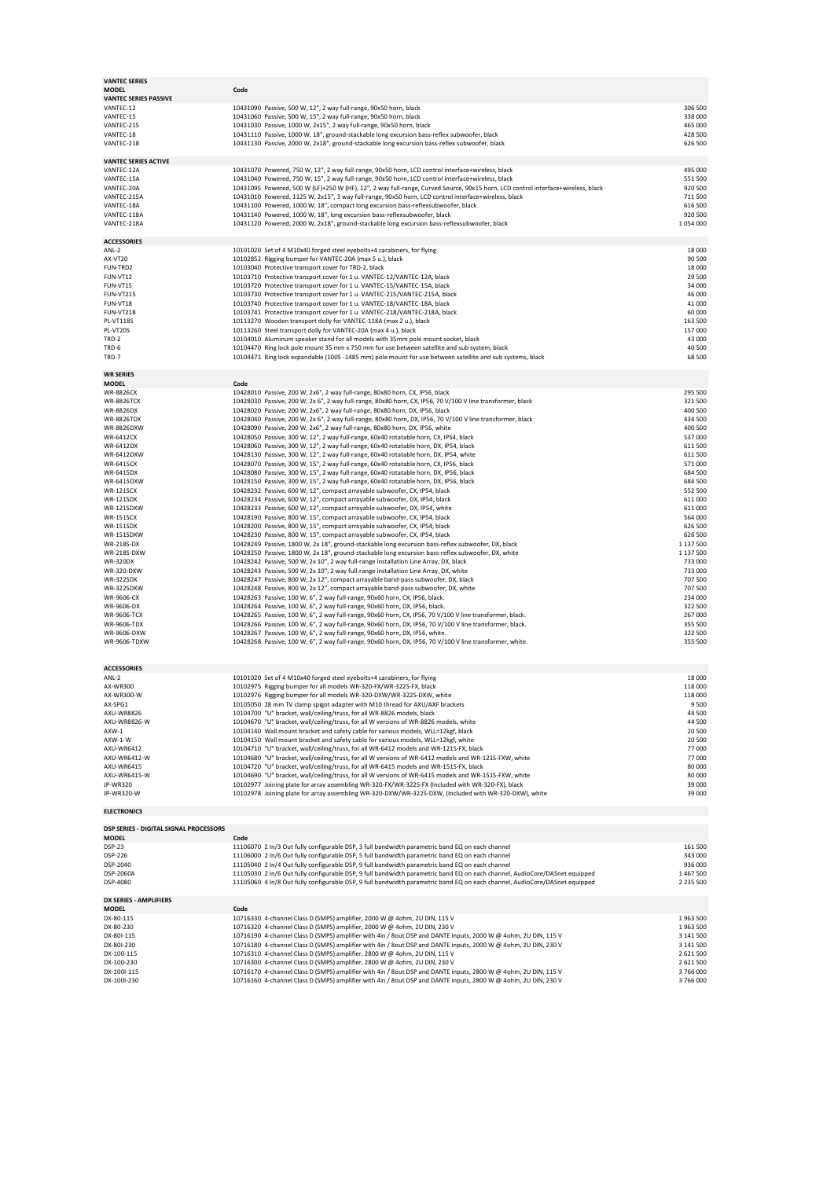## VANTEC SERIES

| MODEL | Code | Description | Price |
|---|---|---|---|
| **VANTEC SERIES PASSIVE** | | | |
| VANTEC-12 | 10431090 | Passive, 500 W, 12", 2 way full-range, 90x50 horn, black | 306 500 |
| VANTEC-15 | 10431060 | Passive, 500 W, 15", 2 way full-range, 90x50 horn, black | 338 000 |
| VANTEC-215 | 10431030 | Passive, 1000 W, 2x15", 2 way full-range, 90x50 horn, black | 465 000 |
| VANTEC-18 | 10431110 | Passive, 1000 W, 18", ground-stackable long excursion bass-reflex subwoofer, black | 428 500 |
| VANTEC-218 | 10431130 | Passive, 2000 W, 2x18", ground-stackable long excursion bass-reflex subwoofer, black | 626 500 |
| **VANTEC SERIES ACTIVE** | | | |
| VANTEC-12A | 10431070 | Powered, 750 W, 12", 2 way full-range, 90x50 horn, LCD control interface+wireless, black | 495 000 |
| VANTEC-15A | 10431040 | Powered, 750 W, 15", 2 way full-range, 90x50 horn, LCD control interface+wireless, black | 551 500 |
| VANTEC-20A | 10431095 | Powered, 500 W (LF)+250 W (HF), 12", 2 way full-range, Curved Source, 90x15 horn, LCD control interface+wireless, black | 920 500 |
| VANTEC-215A | 10431010 | Powered, 1125 W, 2x15", 3 way full-range, 90x50 horn, LCD control interface+wireless, black | 711 500 |
| VANTEC-18A | 10431100 | Powered, 1000 W, 18", compact long excursion bass-reflexsubwoofer, black | 616 500 |
| VANTEC-118A | 10431140 | Powered, 1000 W, 18", long excursion bass-reflexsubwoofer, black | 920 500 |
| VANTEC-218A | 10431120 | Powered, 2000 W, 2x18", ground-stackable long excursion bass-reflexsubwoofer, black | 1 054 000 |

### ACCESSORIES

| MODEL | Code | Description | Price |
|---|---|---|---|
| ANL-2 | 10101020 | Set of 4 M10x40 forged steel eyebolts+4 carabiners, for flying | 18 000 |
| AX-VT20 | 10102852 | Rigging bumper for VANTEC-20A (max 5 u.), black | 90 500 |
| FUN-TRD2 | 10103040 | Protective transport cover for TRD-2, black | 18 000 |
| FUN-VT12 | 10103710 | Protective transport cover for 1 u. VANTEC-12/VANTEC-12A, black | 29 500 |
| FUN-VT15 | 10103720 | Protective transport cover for 1 u. VANTEC-15/VANTEC-15A, black | 34 000 |
| FUN-VT215 | 10103730 | Protective transport cover for 1 u. VANTEC-215/VANTEC-215A, black | 46 000 |
| FUN-VT18 | 10103740 | Protective transport cover for 1 u. VANTEC-18/VANTEC-18A, black | 41 000 |
| FUN-VT218 | 10103741 | Protective transport cover for 1 u. VANTEC-218/VANTEC-218A, black | 60 000 |
| PL-VT118S | 10113270 | Wooden transport dolly for VANTEC-118A (max 2 u.), black | 163 500 |
| PL-VT20S | 10113260 | Steel transport dolly for VANTEC-20A (max 4 u.), black | 157 000 |
| TRD-2 | 10104010 | Aluminum speaker stand for all models with 35mm pole mount socket, black | 43 000 |
| TRD-6 | 10104470 | Ring lock pole mount 35 mm x 750 mm for use between satellite and sub system, black | 40 500 |
| TRD-7 | 10104471 | Ring lock expandable (1005 -1485 mm) pole mount for use between satellite and sub systems, black | 68 500 |

## WR SERIES

| MODEL | Code | Description | Price |
|---|---|---|---|
| WR-8826CX | 10428010 | Passive, 200 W, 2x6", 2 way full-range, 80x80 horn, CX, IP56, black | 295 500 |
| WR-8826TCX | 10428030 | Passive, 200 W, 2x 6", 2 way full-range, 80x80 horn, CX, IP56, 70 V/100 V line transformer, black | 321 500 |
| WR-8826DX | 10428020 | Passive, 200 W, 2x6", 2 way full-range, 80x80 horn, DX, IP56, black | 400 500 |
| WR-8826TDX | 10428040 | Passive, 200 W, 2x 6", 2 way full-range, 80x80 horn, DX, IP56, 70 V/100 V line transformer, black | 434 500 |
| WR-8826DXW | 10428090 | Passive, 200 W, 2x6", 2 way full-range, 80x80 horn, DX, IP56, white | 400 500 |
| WR-6412CX | 10428050 | Passive, 300 W, 12", 2 way full-range, 60x40 rotatable horn, CX, IP54, black | 537 000 |
| WR-6412DX | 10428060 | Passive, 300 W, 12", 2 way full-range, 60x40 rotatable horn, DX, IP54, black | 611 500 |
| WR-6412DXW | 10428130 | Passive, 300 W, 12", 2 way full-range, 60x40 rotatable horn, DX, IP54, white | 611 500 |
| WR-6415CX | 10428070 | Passive, 300 W, 15", 2 way full-range, 60x40 rotatable horn, CX, IP56, black | 571 000 |
| WR-6415DX | 10428080 | Passive, 300 W, 15", 2 way full-range, 60x40 rotatable horn, DX, IP56, black | 684 500 |
| WR-6415DXW | 10428150 | Passive, 300 W, 15", 2 way full-range, 60x40 rotatable horn, DX, IP56, white | 684 500 |
| WR-121SCX | 10428232 | Passive, 600 W, 12", compact arrayable subwoofer, CX, IP54, black | 552 500 |
| WR-121SDX | 10428234 | Passive, 600 W, 12", compact arrayable subwoofer, DX, IP54, black | 611 000 |
| WR-121SDXW | 10428233 | Passive, 600 W, 12", compact arrayable subwoofer, DX, IP54, white | 611 000 |
| WR-151SCX | 10428190 | Passive, 800 W, 15", compact arrayable subwoofer, CX, IP54, black | 564 000 |
| WR-151SDX | 10428200 | Passive, 800 W, 15", compact arrayable subwoofer, CX, IP54, black | 626 500 |
| WR-151SDXW | 10428230 | Passive, 800 W, 15", compact arrayable subwoofer, CX, IP54, black | 626 500 |
| WR-218S-DX | 10428249 | Passive, 1800 W, 2x 18", ground-stackable long excursion bass-reflex subwoofer, DX, black | 1 137 500 |
| WR-218S-DXW | 10428250 | Passive, 1800 W, 2x 18", ground-stackable long excursion bass-reflex subwoofer, DX, white | 1 137 500 |
| WR-320DX | 10428242 | Passive, 500 W, 2x 10", 2 way full-range installation Line Array, DX, black | 733 000 |
| WR-320-DXW | 10428243 | Passive, 500 W, 2x 10", 2 way full-range installation Line Array, DX, white | 733 000 |
| WR-322SDX | 10428247 | Passive, 800 W, 2x 12", compact arrayable band-pass subwoofer, DX, black | 707 500 |
| WR-322SDXW | 10428248 | Passive, 800 W, 2x 12", compact arrayable band-pass subwoofer, DX, white | 707 500 |
| WR-9606-CX | 10428263 | Passive, 100 W, 6", 2 way full-range, 90x60 horn, CX, IP56, black. | 234 000 |
| WR-9606-DX | 10428264 | Passive, 100 W, 6", 2 way full-range, 90x60 horn, DX, IP56, black. | 322 500 |
| WR-9606-TCX | 10428265 | Passive, 100 W, 6", 2 way full-range, 90x60 horn, CX, IP56, 70 V/100 V line transformer, black. | 267 000 |
| WR-9606-TDX | 10428266 | Passive, 100 W, 6", 2 way full-range, 90x60 horn, DX, IP56, 70 V/100 V line transformer, black. | 355 500 |
| WR-9606-DXW | 10428267 | Passive, 100 W, 6", 2 way full-range, 90x60 horn, DX, IP56, white. | 322 500 |
| WR-9606-TDXW | 10428268 | Passive, 100 W, 6", 2 way full-range, 90x60 horn, DX, IP56, 70 V/100 V line transformer, white. | 355 500 |

### ACCESSORIES

| MODEL | Code | Description | Price |
|---|---|---|---|
| ANL-2 | 10101020 | Set of 4 M10x40 forged steel eyebolts+4 carabiners, for flying | 18 000 |
| AX-WR300 | 10102975 | Rigging bumper for all models WR-320-FX/WR-322S-FX, black | 118 000 |
| AX-WR300-W | 10102976 | Rigging bumper for all models WR-320-DXW/WR-322S-DXW, white | 118 000 |
| AX-SPG1 | 10105050 | 28 mm TV clamp spigot adapter with M10 thread for AXU/AXF brackets | 9 500 |
| AXU-WR8826 | 10104700 | "U" bracket, wall/ceiling/truss, for all WR-8826 models, black | 44 500 |
| AXU-WR8826-W | 10104670 | "U" bracket, wall/ceiling/truss, for all W versions of WR-8826 models, white | 44 500 |
| AXW-1 | 10104140 | Wall mount bracket and safety cable for various models, WLL=12kgf, black | 20 500 |
| AXW-1-W | 10104150 | Wall mount bracket and safety cable for various models, WLL=12kgf, white | 20 500 |
| AXU-WR6412 | 10104710 | "U" bracket, wall/ceiling/truss, for all WR-6412 models and WR-121S-FX, black | 77 000 |
| AXU-WR6412-W | 10104680 | "U" bracket, wall/ceiling/truss, for all W versions of WR-6412 models and WR-121S-FXW, white | 77 000 |
| AXU-WR6415 | 10104720 | "U" bracket, wall/ceiling/truss, for all WR-6415 models and WR-151S-FX, black | 80 000 |
| AXU-WR6415-W | 10104690 | "U" bracket, wall/ceiling/truss, for all W versions of WR-6415 models and WR-151S-FXW, white | 80 000 |
| JP-WR320 | 10102977 | Joining plate for array assembling WR-320-FX/WR-322S-FX (Included with WR-320-FX), black | 39 000 |
| JP-WR320-W | 10102978 | Joining plate for array assembling WR-320-DXW/WR-322S-DXW, (Included with WR-320-DXW), white | 39 000 |

## ELECTRONICS

### DSP SERIES - DIGITAL SIGNAL PROCESSORS

| MODEL | Code | Description | Price |
|---|---|---|---|
| DSP-23 | 11106070 | 2 In/3 Out fully configurable DSP, 3 full bandwidth parametric band EQ on each channel | 161 500 |
| DSP-226 | 11106000 | 2 In/6 Out fully configurable DSP, 5 full bandwidth parametric band EQ on each channel | 343 000 |
| DSP-2040 | 11105040 | 2 In/4 Out fully configurable DSP, 9 full bandwidth parametric band EQ on each channel | 936 000 |
| DSP-2060A | 11105030 | 2 In/6 Out fully configurable DSP, 9 full bandwidth parametric band EQ on each channel, AudioCore/DASnet equipped | 1 467 500 |
| DSP-4080 | 11105060 | 4 In/8 Out fully configurable DSP, 9 full bandwidth parametric band EQ on each channel, AudioCore/DASnet equipped | 2 235 500 |

### DX SERIES - AMPLIFIERS

| MODEL | Code | Description | Price |
|---|---|---|---|
| DX-80-115 | 10716330 | 4-channel Class D (SMPS) amplifier, 2000 W @ 4ohm, 2U DIN, 115 V | 1 963 500 |
| DX-80-230 | 10716320 | 4-channel Class D (SMPS) amplifier, 2000 W @ 4ohm, 2U DIN, 230 V | 1 963 500 |
| DX-80I-115 | 10716190 | 4-channel Class D (SMPS) amplifier with 4in / 8out DSP and DANTE inputs, 2000 W @ 4ohm, 2U DIN, 115 V | 3 141 500 |
| DX-80I-230 | 10716180 | 4-channel Class D (SMPS) amplifier with 4in / 8out DSP and DANTE inputs, 2000 W @ 4ohm, 2U DIN, 230 V | 3 141 500 |
| DX-100-115 | 10716310 | 4-channel Class D (SMPS) amplifier, 2800 W @ 4ohm, 2U DIN, 115 V | 2 621 500 |
| DX-100-230 | 10716300 | 4-channel Class D (SMPS) amplifier, 2800 W @ 4ohm, 2U DIN, 230 V | 2 621 500 |
| DX-100I-115 | 10716170 | 4-channel Class D (SMPS) amplifier with 4in / 8out DSP and DANTE inputs, 2800 W @ 4ohm, 2U DIN, 115 V | 3 766 000 |
| DX-100I-230 | 10716160 | 4-channel Class D (SMPS) amplifier with 4in / 8out DSP and DANTE inputs, 2800 W @ 4ohm, 2U DIN, 230 V | 3 766 000 |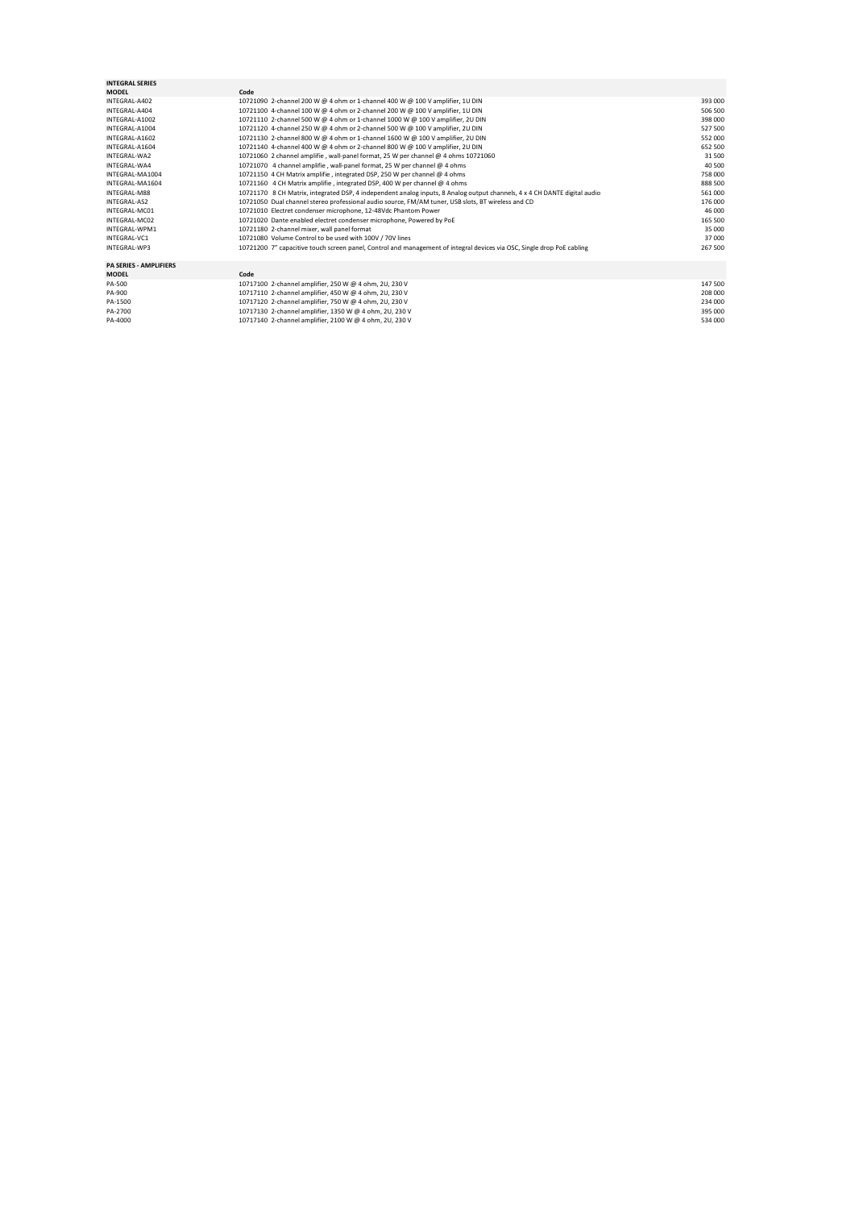**INTEGRAL SERIES**

| MODEL | Code | |
|---|---|---|
| INTEGRAL-A402 | 10721090 2-channel 200 W @ 4 ohm or 1-channel 400 W @ 100 V amplifier, 1U DIN | 393 000 |
| INTEGRAL-A404 | 10721100 4-channel 100 W @ 4 ohm or 2-channel 200 W @ 100 V amplifier, 1U DIN | 506 500 |
| INTEGRAL-A1002 | 10721110 2-channel 500 W @ 4 ohm or 1-channel 1000 W @ 100 V amplifier, 2U DIN | 398 000 |
| INTEGRAL-A1004 | 10721120 4-channel 250 W @ 4 ohm or 2-channel 500 W @ 100 V amplifier, 2U DIN | 527 500 |
| INTEGRAL-A1602 | 10721130 2-channel 800 W @ 4 ohm or 1-channel 1600 W @ 100 V amplifier, 2U DIN | 552 000 |
| INTEGRAL-A1604 | 10721140 4-channel 400 W @ 4 ohm or 2-channel 800 W @ 100 V amplifier, 2U DIN | 652 500 |
| INTEGRAL-WA2 | 10721060 2 channel amplifie , wall-panel format, 25 W per channel @ 4 ohms 10721060 | 31 500 |
| INTEGRAL-WA4 | 10721070 4 channel amplifie , wall-panel format, 25 W per channel @ 4 ohms | 40 500 |
| INTEGRAL-MA1004 | 10721150 4 CH Matrix amplifie , integrated DSP, 250 W per channel @ 4 ohms | 758 000 |
| INTEGRAL-MA1604 | 10721160 4 CH Matrix amplifie , integrated DSP, 400 W per channel @ 4 ohms | 888 500 |
| INTEGRAL-M88 | 10721170 8 CH Matrix, integrated DSP, 4 independent analog inputs, 8 Analog output channels, 4 x 4 CH DANTE digital audio | 561 000 |
| INTEGRAL-AS2 | 10721050 Dual channel stereo professional audio source, FM/AM tuner, USB slots, BT wireless and CD | 176 000 |
| INTEGRAL-MC01 | 10721010 Electret condenser microphone, 12-48Vdc Phantom Power | 46 000 |
| INTEGRAL-MC02 | 10721020 Dante enabled electret condenser microphone, Powered by PoE | 165 500 |
| INTEGRAL-WPM1 | 10721180 2-channel mixer, wall panel format | 35 000 |
| INTEGRAL-VC1 | 10721080 Volume Control to be used with 100V / 70V lines | 37 000 |
| INTEGRAL-WP3 | 10721200 7" capacitive touch screen panel, Control and management of integral devices via OSC, Single drop PoE cabling | 267 500 |

**PA SERIES - AMPLIFIERS**

| MODEL | Code | |
|---|---|---|
| PA-500 | 10717100 2-channel amplifier, 250 W @ 4 ohm, 2U, 230 V | 147 500 |
| PA-900 | 10717110 2-channel amplifier, 450 W @ 4 ohm, 2U, 230 V | 208 000 |
| PA-1500 | 10717120 2-channel amplifier, 750 W @ 4 ohm, 2U, 230 V | 234 000 |
| PA-2700 | 10717130 2-channel amplifier, 1350 W @ 4 ohm, 2U, 230 V | 395 000 |
| PA-4000 | 10717140 2-channel amplifier, 2100 W @ 4 ohm, 2U, 230 V | 534 000 |